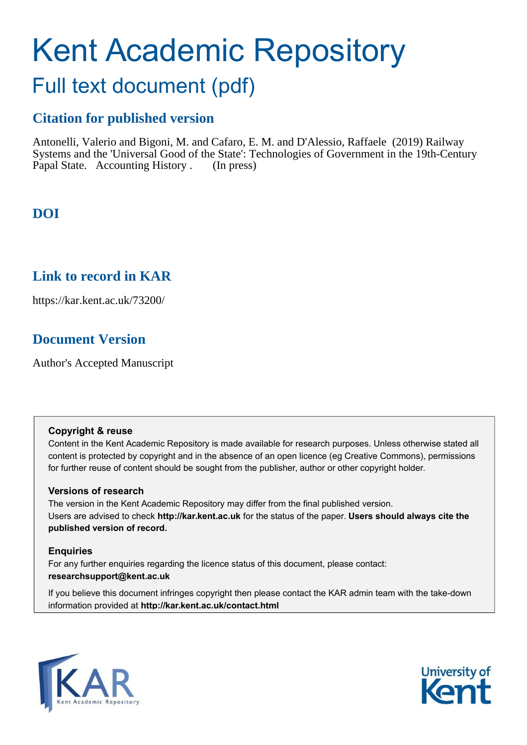# Kent Academic Repository

## Full text document (pdf)

### Citation for published version

Antonelli, Valerio and Bigoni, M. and Cafaro, E. M. and D'Alessio, Raffaele (2019) Railway Systems and the 'Universal Good of the State': Technologies of Government in the 19th-Century Papal State. Accounting History . (In press)

### DOI

### Link to record in KAR

https://kar.kent.ac.uk/73200/

### Document Version

Author's Accepted Manuscript

**Copyright & reuse**

Content in the Kent Academic Repository is made available for research purposes. Unless otherwise stated all content is protected by copyright and in the absence of an open licence (eg Creative Commons), permissions for further reuse of content should be sought from the publisher, author or other copyright holder.

**Versions of research**

The version in the Kent Academic Repository may differ from the final published version. Users are advised to check **http://kar.kent.ac.uk** for the status of the paper. **Users should always cite the published version of record.**

**Enquiries**

For any further enquiries regarding the licence status of this document, please contact: **researchsupport@kent.ac.uk**

If you believe this document infringes copyright then please contact the KAR admin team with the take-down information provided at **http://kar.kent.ac.uk/contact.html**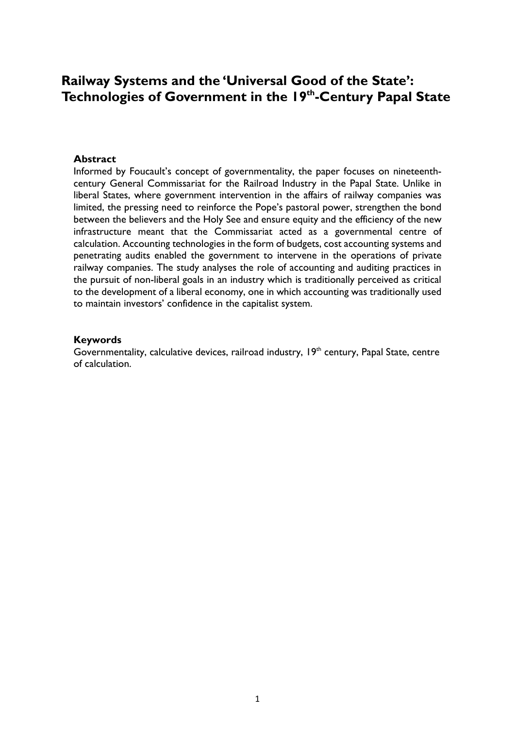# Railway Systems and the 'Universal Good of the State': Technologies of Government in the 19th-Century Papal State

### Abstract

Informed by Foucault's concept of governmentality, the paper focuses on nineteenth-century General Commissariat for the Railroad Industry in the Papal State. Unlike in liberal States, where government intervention in the affairs of railway companies was limited, the pressing need to reinforce the Pope's pastoral power, strengthen the bond between the believers and the Holy See and ensure equity and the efficiency of the new infrastructure meant that the Commissariat acted as a governmental centre of calculation. Accounting technologies in the form of budgets, cost accounting systems and penetrating audits enabled the government to intervene in the operations of private railway companies. The study analyses the role of accounting and auditing practices in the pursuit of non-liberal goals in an industry which is traditionally perceived as critical to the development of a liberal economy, one in which accounting was traditionally used to maintain investors' confidence in the capitalist system.

### Keywords

Governmentality, calculative devices, railroad industry, 19th century, Papal State, centre of calculation.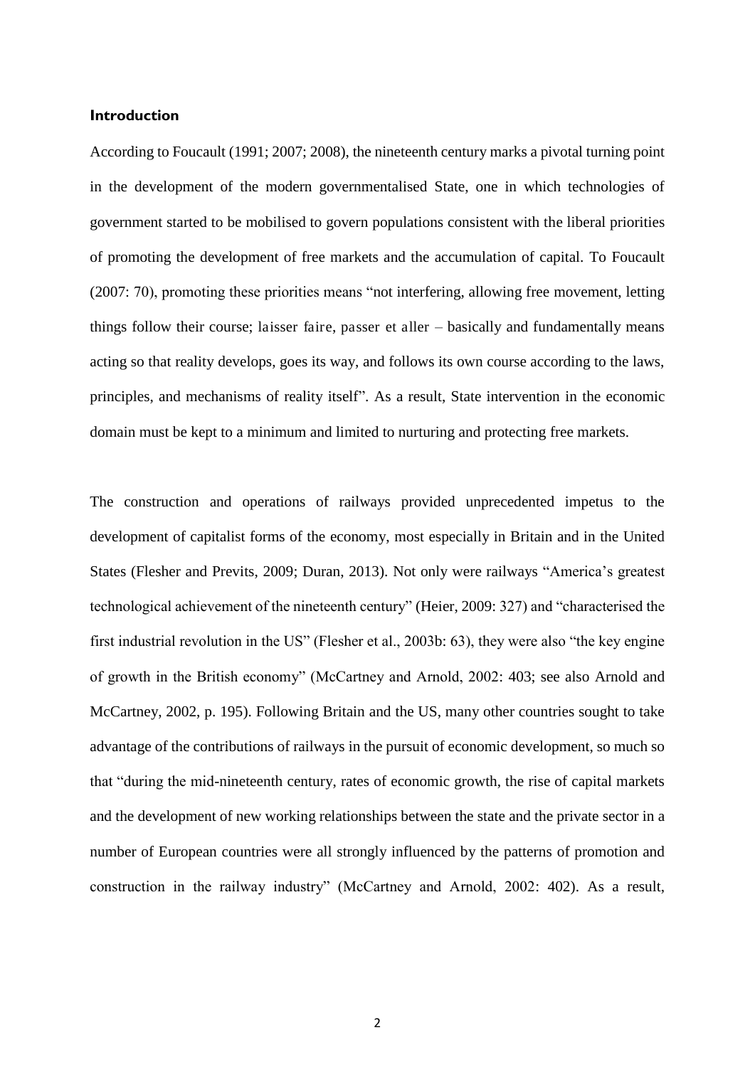## Introduction

According to Foucault (1991; 2007; 2008), the nineteenth century marks a pivotal turning point in the development of the modern governmentalised State, one in which technologies of government started to be mobilised to govern populations consistent with the liberal priorities of promoting the development of free markets and the accumulation of capital. To Foucault (2007: 70), promoting these priorities means "not interfering, allowing free movement, letting things follow their course; laisser faire, passer et aller – basically and fundamentally means acting so that reality develops, goes its way, and follows its own course according to the laws, principles, and mechanisms of reality itself". As a result, State intervention in the economic domain must be kept to a minimum and limited to nurturing and protecting free markets.

The construction and operations of railways provided unprecedented impetus to the development of capitalist forms of the economy, most especially in Britain and in the United States (Flesher and Previts, 2009; Duran, 2013). Not only were railways "America's greatest technological achievement of the nineteenth century" (Heier, 2009: 327) and "characterised the first industrial revolution in the US" (Flesher et al., 2003b: 63), they were also "the key engine of growth in the British economy" (McCartney and Arnold, 2002: 403; see also Arnold and McCartney, 2002, p. 195). Following Britain and the US, many other countries sought to take advantage of the contributions of railways in the pursuit of economic development, so much so that "during the mid-nineteenth century, rates of economic growth, the rise of capital markets and the development of new working relationships between the state and the private sector in a number of European countries were all strongly influenced by the patterns of promotion and construction in the railway industry" (McCartney and Arnold, 2002: 402). As a result,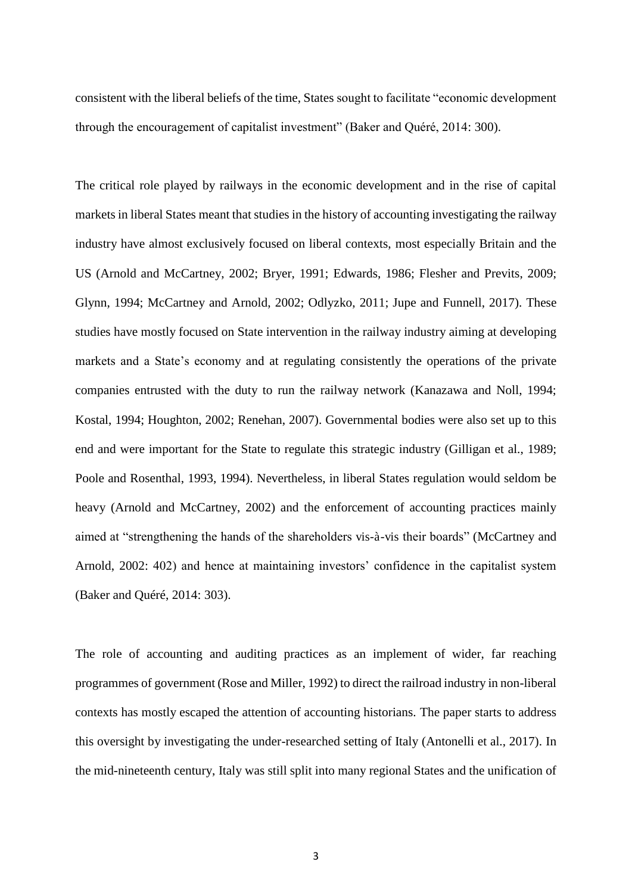consistent with the liberal beliefs of the time, States sought to facilitate "economic development through the encouragement of capitalist investment" (Baker and Quéré, 2014: 300).

The critical role played by railways in the economic development and in the rise of capital markets in liberal States meant that studies in the history of accounting investigating the railway industry have almost exclusively focused on liberal contexts, most especially Britain and the US (Arnold and McCartney, 2002; Bryer, 1991; Edwards, 1986; Flesher and Previts, 2009; Glynn, 1994; McCartney and Arnold, 2002; Odlyzko, 2011; Jupe and Funnell, 2017). These studies have mostly focused on State intervention in the railway industry aiming at developing markets and a State's economy and at regulating consistently the operations of the private companies entrusted with the duty to run the railway network (Kanazawa and Noll, 1994; Kostal, 1994; Houghton, 2002; Renehan, 2007). Governmental bodies were also set up to this end and were important for the State to regulate this strategic industry (Gilligan et al., 1989; Poole and Rosenthal, 1993, 1994). Nevertheless, in liberal States regulation would seldom be heavy (Arnold and McCartney, 2002) and the enforcement of accounting practices mainly aimed at "strengthening the hands of the shareholders vis-à-vis their boards" (McCartney and Arnold, 2002: 402) and hence at maintaining investors' confidence in the capitalist system (Baker and Quéré, 2014: 303).

The role of accounting and auditing practices as an implement of wider, far reaching programmes of government (Rose and Miller, 1992) to direct the railroad industry in non-liberal contexts has mostly escaped the attention of accounting historians. The paper starts to address this oversight by investigating the under-researched setting of Italy (Antonelli et al., 2017). In the mid-nineteenth century, Italy was still split into many regional States and the unification of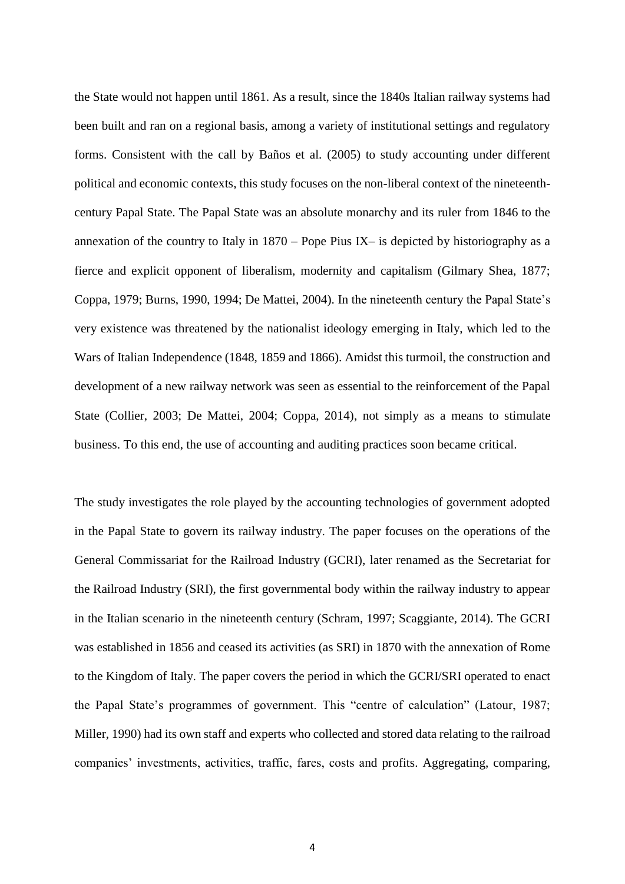the State would not happen until 1861. As a result, since the 1840s Italian railway systems had been built and ran on a regional basis, among a variety of institutional settings and regulatory forms. Consistent with the call by Baños et al. (2005) to study accounting under different political and economic contexts, this study focuses on the non-liberal context of the nineteenth-century Papal State. The Papal State was an absolute monarchy and its ruler from 1846 to the annexation of the country to Italy in 1870 – Pope Pius IX– is depicted by historiography as a fierce and explicit opponent of liberalism, modernity and capitalism (Gilmary Shea, 1877; Coppa, 1979; Burns, 1990, 1994; De Mattei, 2004). In the nineteenth century the Papal State's very existence was threatened by the nationalist ideology emerging in Italy, which led to the Wars of Italian Independence (1848, 1859 and 1866). Amidst this turmoil, the construction and development of a new railway network was seen as essential to the reinforcement of the Papal State (Collier, 2003; De Mattei, 2004; Coppa, 2014), not simply as a means to stimulate business. To this end, the use of accounting and auditing practices soon became critical.

The study investigates the role played by the accounting technologies of government adopted in the Papal State to govern its railway industry. The paper focuses on the operations of the General Commissariat for the Railroad Industry (GCRI), later renamed as the Secretariat for the Railroad Industry (SRI), the first governmental body within the railway industry to appear in the Italian scenario in the nineteenth century (Schram, 1997; Scaggiante, 2014). The GCRI was established in 1856 and ceased its activities (as SRI) in 1870 with the annexation of Rome to the Kingdom of Italy. The paper covers the period in which the GCRI/SRI operated to enact the Papal State's programmes of government. This "centre of calculation" (Latour, 1987; Miller, 1990) had its own staff and experts who collected and stored data relating to the railroad companies' investments, activities, traffic, fares, costs and profits. Aggregating, comparing,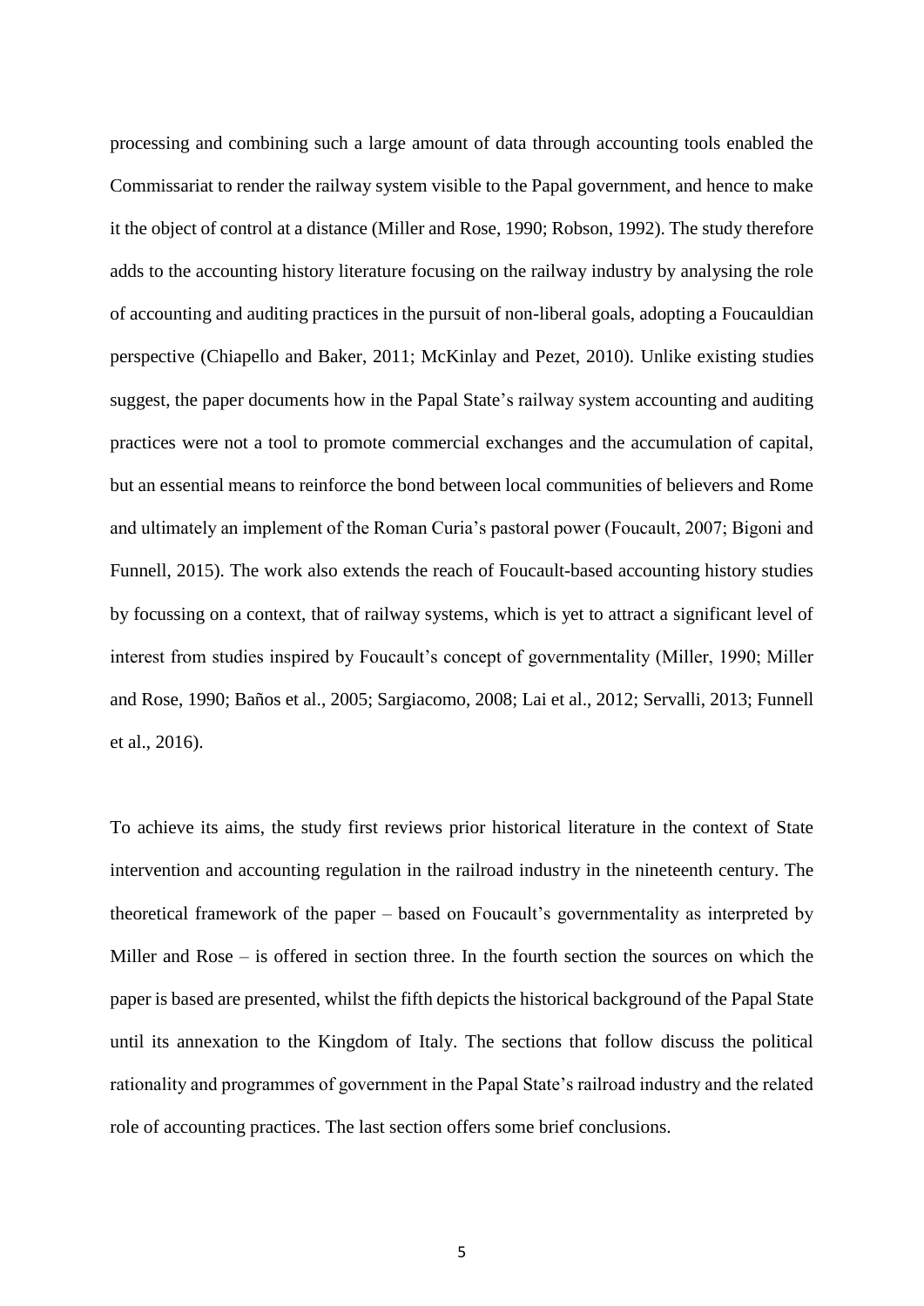processing and combining such a large amount of data through accounting tools enabled the Commissariat to render the railway system visible to the Papal government, and hence to make it the object of control at a distance (Miller and Rose, 1990; Robson, 1992). The study therefore adds to the accounting history literature focusing on the railway industry by analysing the role of accounting and auditing practices in the pursuit of non-liberal goals, adopting a Foucauldian perspective (Chiapello and Baker, 2011; McKinlay and Pezet, 2010). Unlike existing studies suggest, the paper documents how in the Papal State's railway system accounting and auditing practices were not a tool to promote commercial exchanges and the accumulation of capital, but an essential means to reinforce the bond between local communities of believers and Rome and ultimately an implement of the Roman Curia's pastoral power (Foucault, 2007; Bigoni and Funnell, 2015). The work also extends the reach of Foucault-based accounting history studies by focussing on a context, that of railway systems, which is yet to attract a significant level of interest from studies inspired by Foucault's concept of governmentality (Miller, 1990; Miller and Rose, 1990; Baños et al., 2005; Sargiacomo, 2008; Lai et al., 2012; Servalli, 2013; Funnell et al., 2016).

To achieve its aims, the study first reviews prior historical literature in the context of State intervention and accounting regulation in the railroad industry in the nineteenth century. The theoretical framework of the paper – based on Foucault's governmentality as interpreted by Miller and Rose – is offered in section three. In the fourth section the sources on which the paper is based are presented, whilst the fifth depicts the historical background of the Papal State until its annexation to the Kingdom of Italy. The sections that follow discuss the political rationality and programmes of government in the Papal State's railroad industry and the related role of accounting practices. The last section offers some brief conclusions.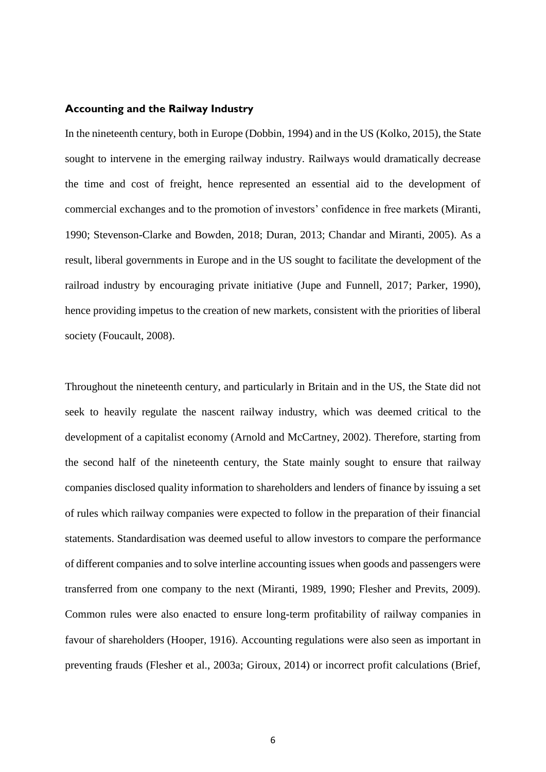### Accounting and the Railway Industry

In the nineteenth century, both in Europe (Dobbin, 1994) and in the US (Kolko, 2015), the State sought to intervene in the emerging railway industry. Railways would dramatically decrease the time and cost of freight, hence represented an essential aid to the development of commercial exchanges and to the promotion of investors' confidence in free markets (Miranti, 1990; Stevenson-Clarke and Bowden, 2018; Duran, 2013; Chandar and Miranti, 2005). As a result, liberal governments in Europe and in the US sought to facilitate the development of the railroad industry by encouraging private initiative (Jupe and Funnell, 2017; Parker, 1990), hence providing impetus to the creation of new markets, consistent with the priorities of liberal society (Foucault, 2008).

Throughout the nineteenth century, and particularly in Britain and in the US, the State did not seek to heavily regulate the nascent railway industry, which was deemed critical to the development of a capitalist economy (Arnold and McCartney, 2002). Therefore, starting from the second half of the nineteenth century, the State mainly sought to ensure that railway companies disclosed quality information to shareholders and lenders of finance by issuing a set of rules which railway companies were expected to follow in the preparation of their financial statements. Standardisation was deemed useful to allow investors to compare the performance of different companies and to solve interline accounting issues when goods and passengers were transferred from one company to the next (Miranti, 1989, 1990; Flesher and Previts, 2009). Common rules were also enacted to ensure long-term profitability of railway companies in favour of shareholders (Hooper, 1916). Accounting regulations were also seen as important in preventing frauds (Flesher et al., 2003a; Giroux, 2014) or incorrect profit calculations (Brief,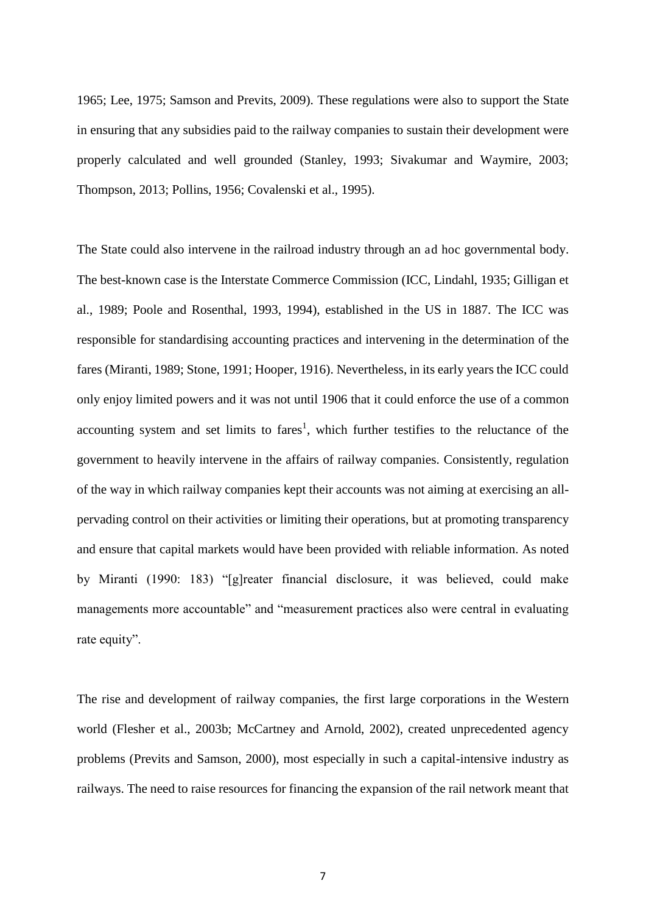1965; Lee, 1975; Samson and Previts, 2009). These regulations were also to support the State in ensuring that any subsidies paid to the railway companies to sustain their development were properly calculated and well grounded (Stanley, 1993; Sivakumar and Waymire, 2003; Thompson, 2013; Pollins, 1956; Covalenski et al., 1995).

The State could also intervene in the railroad industry through an ad hoc governmental body. The best-known case is the Interstate Commerce Commission (ICC, Lindahl, 1935; Gilligan et al., 1989; Poole and Rosenthal, 1993, 1994), established in the US in 1887. The ICC was responsible for standardising accounting practices and intervening in the determination of the fares (Miranti, 1989; Stone, 1991; Hooper, 1916). Nevertheless, in its early years the ICC could only enjoy limited powers and it was not until 1906 that it could enforce the use of a common accounting system and set limits to fares[1], which further testifies to the reluctance of the government to heavily intervene in the affairs of railway companies. Consistently, regulation of the way in which railway companies kept their accounts was not aiming at exercising an all-pervading control on their activities or limiting their operations, but at promoting transparency and ensure that capital markets would have been provided with reliable information. As noted by Miranti (1990: 183) "[g]reater financial disclosure, it was believed, could make managements more accountable" and "measurement practices also were central in evaluating rate equity".

The rise and development of railway companies, the first large corporations in the Western world (Flesher et al., 2003b; McCartney and Arnold, 2002), created unprecedented agency problems (Previts and Samson, 2000), most especially in such a capital-intensive industry as railways. The need to raise resources for financing the expansion of the rail network meant that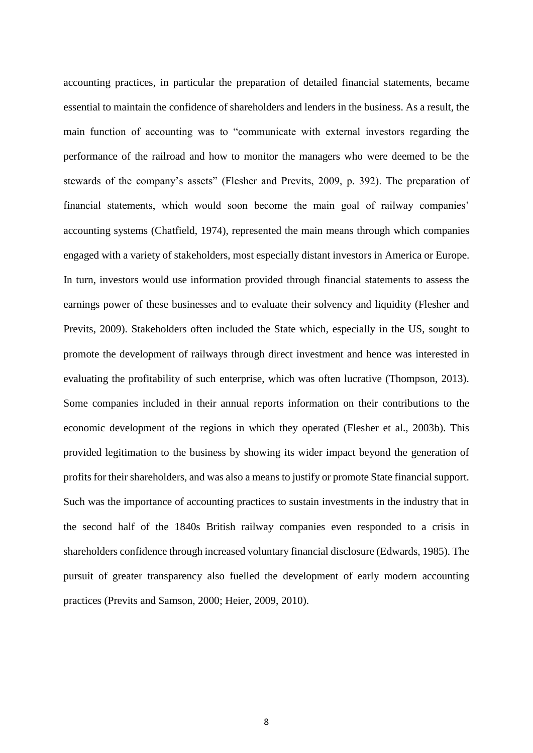accounting practices, in particular the preparation of detailed financial statements, became essential to maintain the confidence of shareholders and lenders in the business. As a result, the main function of accounting was to "communicate with external investors regarding the performance of the railroad and how to monitor the managers who were deemed to be the stewards of the company's assets" (Flesher and Previts, 2009, p. 392). The preparation of financial statements, which would soon become the main goal of railway companies' accounting systems (Chatfield, 1974), represented the main means through which companies engaged with a variety of stakeholders, most especially distant investors in America or Europe. In turn, investors would use information provided through financial statements to assess the earnings power of these businesses and to evaluate their solvency and liquidity (Flesher and Previts, 2009). Stakeholders often included the State which, especially in the US, sought to promote the development of railways through direct investment and hence was interested in evaluating the profitability of such enterprise, which was often lucrative (Thompson, 2013). Some companies included in their annual reports information on their contributions to the economic development of the regions in which they operated (Flesher et al., 2003b). This provided legitimation to the business by showing its wider impact beyond the generation of profits for their shareholders, and was also a means to justify or promote State financial support. Such was the importance of accounting practices to sustain investments in the industry that in the second half of the 1840s British railway companies even responded to a crisis in shareholders confidence through increased voluntary financial disclosure (Edwards, 1985). The pursuit of greater transparency also fuelled the development of early modern accounting practices (Previts and Samson, 2000; Heier, 2009, 2010).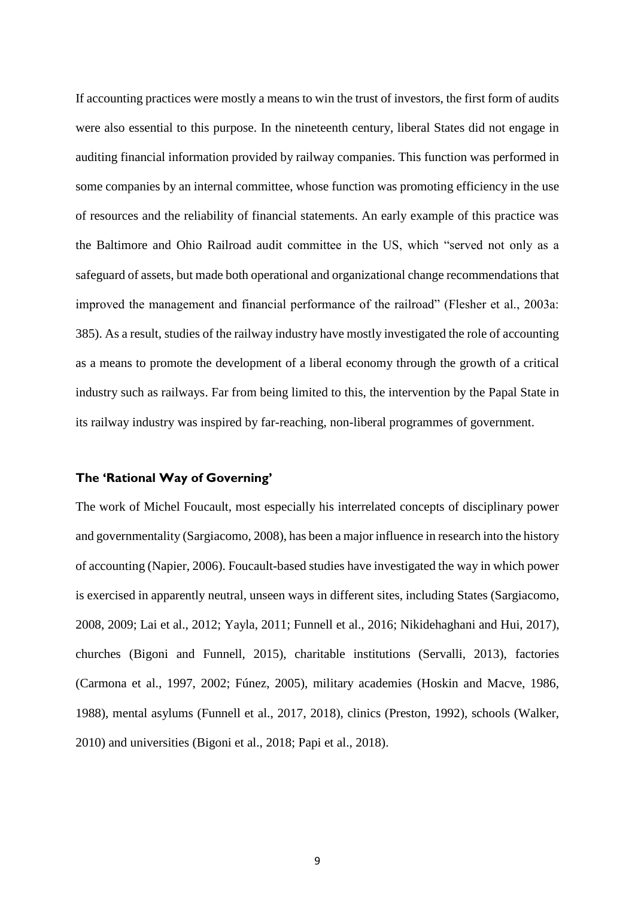If accounting practices were mostly a means to win the trust of investors, the first form of audits were also essential to this purpose. In the nineteenth century, liberal States did not engage in auditing financial information provided by railway companies. This function was performed in some companies by an internal committee, whose function was promoting efficiency in the use of resources and the reliability of financial statements. An early example of this practice was the Baltimore and Ohio Railroad audit committee in the US, which "served not only as a safeguard of assets, but made both operational and organizational change recommendations that improved the management and financial performance of the railroad" (Flesher et al., 2003a: 385). As a result, studies of the railway industry have mostly investigated the role of accounting as a means to promote the development of a liberal economy through the growth of a critical industry such as railways. Far from being limited to this, the intervention by the Papal State in its railway industry was inspired by far-reaching, non-liberal programmes of government.

### The 'Rational Way of Governing'

The work of Michel Foucault, most especially his interrelated concepts of disciplinary power and governmentality (Sargiacomo, 2008), has been a major influence in research into the history of accounting (Napier, 2006). Foucault-based studies have investigated the way in which power is exercised in apparently neutral, unseen ways in different sites, including States (Sargiacomo, 2008, 2009; Lai et al., 2012; Yayla, 2011; Funnell et al., 2016; Nikidehaghani and Hui, 2017), churches (Bigoni and Funnell, 2015), charitable institutions (Servalli, 2013), factories (Carmona et al., 1997, 2002; Fúnez, 2005), military academies (Hoskin and Macve, 1986, 1988), mental asylums (Funnell et al., 2017, 2018), clinics (Preston, 1992), schools (Walker, 2010) and universities (Bigoni et al., 2018; Papi et al., 2018).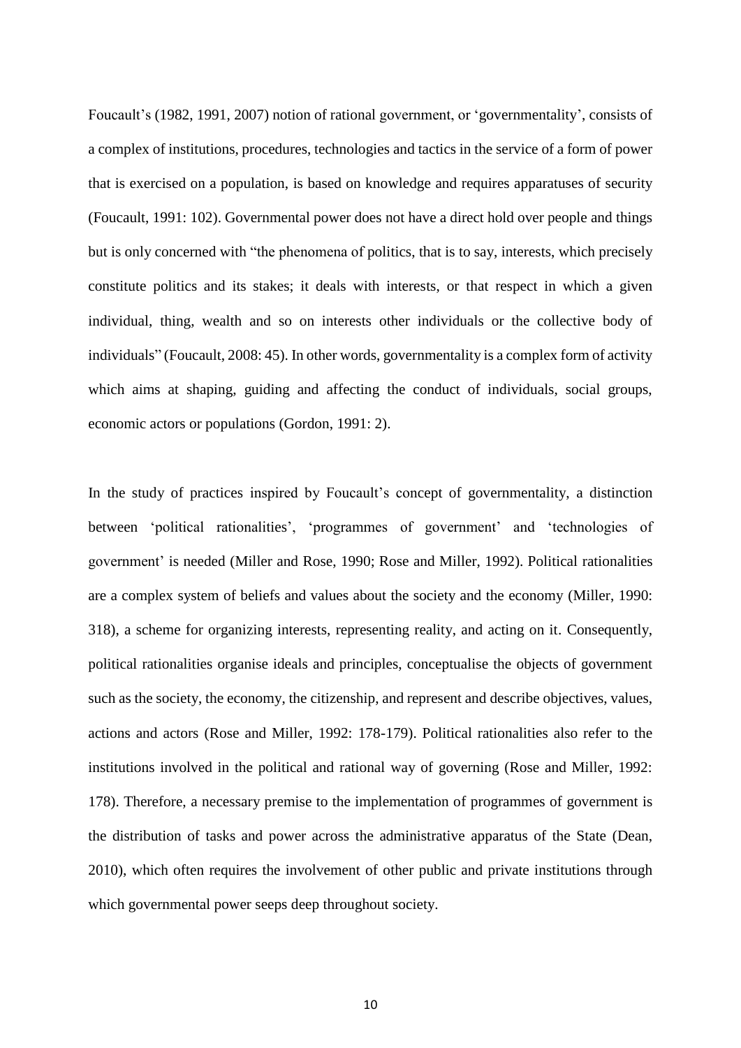Foucault's (1982, 1991, 2007) notion of rational government, or 'governmentality', consists of a complex of institutions, procedures, technologies and tactics in the service of a form of power that is exercised on a population, is based on knowledge and requires apparatuses of security (Foucault, 1991: 102). Governmental power does not have a direct hold over people and things but is only concerned with "the phenomena of politics, that is to say, interests, which precisely constitute politics and its stakes; it deals with interests, or that respect in which a given individual, thing, wealth and so on interests other individuals or the collective body of individuals" (Foucault, 2008: 45). In other words, governmentality is a complex form of activity which aims at shaping, guiding and affecting the conduct of individuals, social groups, economic actors or populations (Gordon, 1991: 2).

In the study of practices inspired by Foucault's concept of governmentality, a distinction between 'political rationalities', 'programmes of government' and 'technologies of government' is needed (Miller and Rose, 1990; Rose and Miller, 1992). Political rationalities are a complex system of beliefs and values about the society and the economy (Miller, 1990: 318), a scheme for organizing interests, representing reality, and acting on it. Consequently, political rationalities organise ideals and principles, conceptualise the objects of government such as the society, the economy, the citizenship, and represent and describe objectives, values, actions and actors (Rose and Miller, 1992: 178-179). Political rationalities also refer to the institutions involved in the political and rational way of governing (Rose and Miller, 1992: 178). Therefore, a necessary premise to the implementation of programmes of government is the distribution of tasks and power across the administrative apparatus of the State (Dean, 2010), which often requires the involvement of other public and private institutions through which governmental power seeps deep throughout society.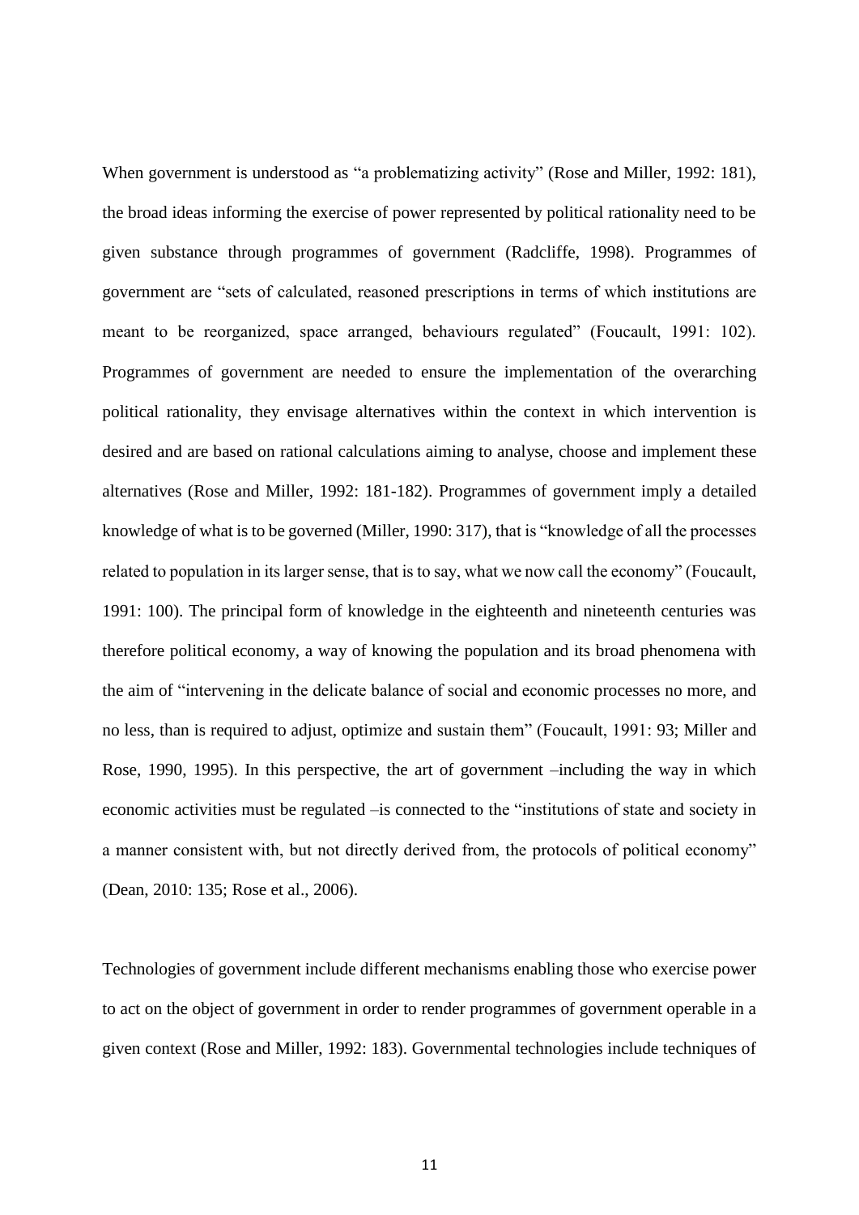When government is understood as "a problematizing activity" (Rose and Miller, 1992: 181), the broad ideas informing the exercise of power represented by political rationality need to be given substance through programmes of government (Radcliffe, 1998). Programmes of government are "sets of calculated, reasoned prescriptions in terms of which institutions are meant to be reorganized, space arranged, behaviours regulated" (Foucault, 1991: 102). Programmes of government are needed to ensure the implementation of the overarching political rationality, they envisage alternatives within the context in which intervention is desired and are based on rational calculations aiming to analyse, choose and implement these alternatives (Rose and Miller, 1992: 181-182). Programmes of government imply a detailed knowledge of what is to be governed (Miller, 1990: 317), that is "knowledge of all the processes related to population in its larger sense, that is to say, what we now call the economy" (Foucault, 1991: 100). The principal form of knowledge in the eighteenth and nineteenth centuries was therefore political economy, a way of knowing the population and its broad phenomena with the aim of "intervening in the delicate balance of social and economic processes no more, and no less, than is required to adjust, optimize and sustain them" (Foucault, 1991: 93; Miller and Rose, 1990, 1995). In this perspective, the art of government –including the way in which economic activities must be regulated –is connected to the "institutions of state and society in a manner consistent with, but not directly derived from, the protocols of political economy" (Dean, 2010: 135; Rose et al., 2006).

Technologies of government include different mechanisms enabling those who exercise power to act on the object of government in order to render programmes of government operable in a given context (Rose and Miller, 1992: 183). Governmental technologies include techniques of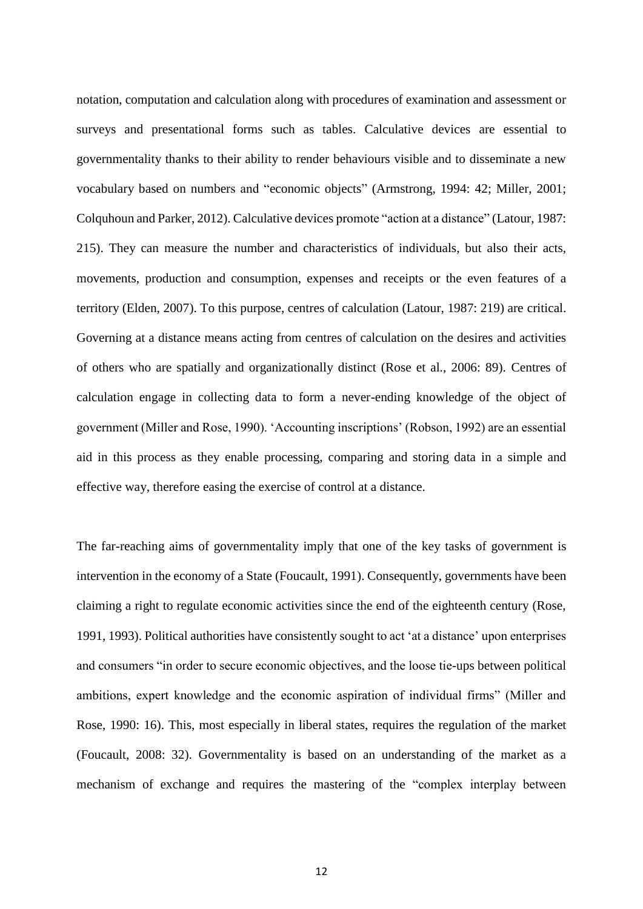notation, computation and calculation along with procedures of examination and assessment or surveys and presentational forms such as tables. Calculative devices are essential to governmentality thanks to their ability to render behaviours visible and to disseminate a new vocabulary based on numbers and "economic objects" (Armstrong, 1994: 42; Miller, 2001; Colquhoun and Parker, 2012). Calculative devices promote "action at a distance" (Latour, 1987: 215). They can measure the number and characteristics of individuals, but also their acts, movements, production and consumption, expenses and receipts or the even features of a territory (Elden, 2007). To this purpose, centres of calculation (Latour, 1987: 219) are critical. Governing at a distance means acting from centres of calculation on the desires and activities of others who are spatially and organizationally distinct (Rose et al., 2006: 89). Centres of calculation engage in collecting data to form a never-ending knowledge of the object of government (Miller and Rose, 1990). 'Accounting inscriptions' (Robson, 1992) are an essential aid in this process as they enable processing, comparing and storing data in a simple and effective way, therefore easing the exercise of control at a distance.

The far-reaching aims of governmentality imply that one of the key tasks of government is intervention in the economy of a State (Foucault, 1991). Consequently, governments have been claiming a right to regulate economic activities since the end of the eighteenth century (Rose, 1991, 1993). Political authorities have consistently sought to act 'at a distance' upon enterprises and consumers "in order to secure economic objectives, and the loose tie-ups between political ambitions, expert knowledge and the economic aspiration of individual firms" (Miller and Rose, 1990: 16). This, most especially in liberal states, requires the regulation of the market (Foucault, 2008: 32). Governmentality is based on an understanding of the market as a mechanism of exchange and requires the mastering of the "complex interplay between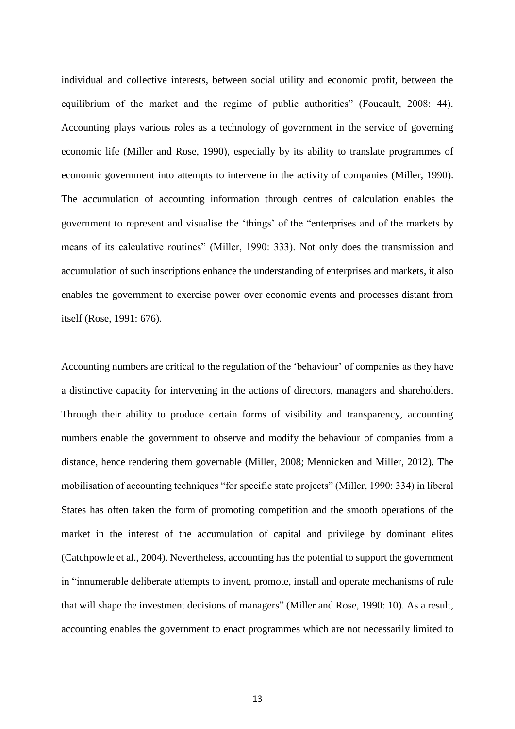individual and collective interests, between social utility and economic profit, between the equilibrium of the market and the regime of public authorities" (Foucault, 2008: 44). Accounting plays various roles as a technology of government in the service of governing economic life (Miller and Rose, 1990), especially by its ability to translate programmes of economic government into attempts to intervene in the activity of companies (Miller, 1990). The accumulation of accounting information through centres of calculation enables the government to represent and visualise the 'things' of the "enterprises and of the markets by means of its calculative routines" (Miller, 1990: 333). Not only does the transmission and accumulation of such inscriptions enhance the understanding of enterprises and markets, it also enables the government to exercise power over economic events and processes distant from itself (Rose, 1991: 676).

Accounting numbers are critical to the regulation of the 'behaviour' of companies as they have a distinctive capacity for intervening in the actions of directors, managers and shareholders. Through their ability to produce certain forms of visibility and transparency, accounting numbers enable the government to observe and modify the behaviour of companies from a distance, hence rendering them governable (Miller, 2008; Mennicken and Miller, 2012). The mobilisation of accounting techniques "for specific state projects" (Miller, 1990: 334) in liberal States has often taken the form of promoting competition and the smooth operations of the market in the interest of the accumulation of capital and privilege by dominant elites (Catchpowle et al., 2004). Nevertheless, accounting has the potential to support the government in "innumerable deliberate attempts to invent, promote, install and operate mechanisms of rule that will shape the investment decisions of managers" (Miller and Rose, 1990: 10). As a result, accounting enables the government to enact programmes which are not necessarily limited to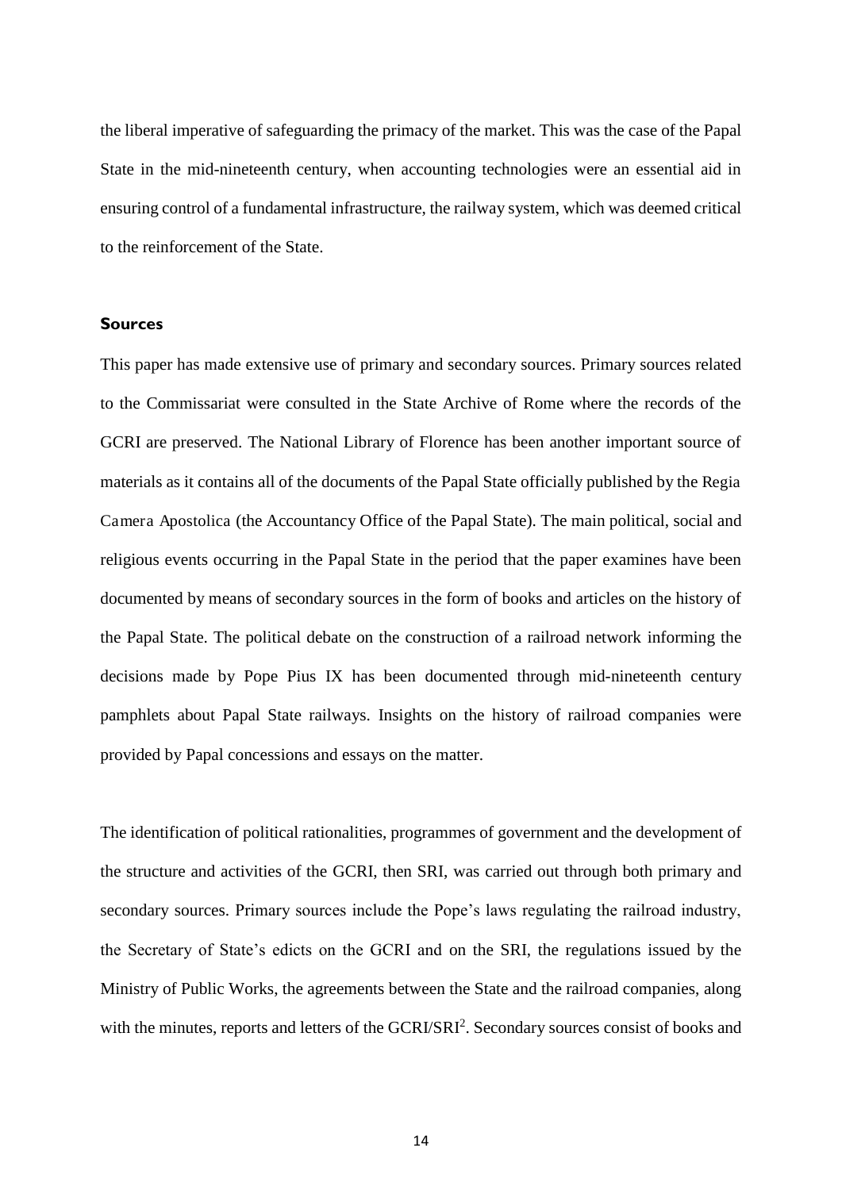the liberal imperative of safeguarding the primacy of the market. This was the case of the Papal State in the mid-nineteenth century, when accounting technologies were an essential aid in ensuring control of a fundamental infrastructure, the railway system, which was deemed critical to the reinforcement of the State.

## Sources

This paper has made extensive use of primary and secondary sources. Primary sources related to the Commissariat were consulted in the State Archive of Rome where the records of the GCRI are preserved. The National Library of Florence has been another important source of materials as it contains all of the documents of the Papal State officially published by the Regia Camera Apostolica (the Accountancy Office of the Papal State). The main political, social and religious events occurring in the Papal State in the period that the paper examines have been documented by means of secondary sources in the form of books and articles on the history of the Papal State. The political debate on the construction of a railroad network informing the decisions made by Pope Pius IX has been documented through mid-nineteenth century pamphlets about Papal State railways. Insights on the history of railroad companies were provided by Papal concessions and essays on the matter.

The identification of political rationalities, programmes of government and the development of the structure and activities of the GCRI, then SRI, was carried out through both primary and secondary sources. Primary sources include the Pope's laws regulating the railroad industry, the Secretary of State's edicts on the GCRI and on the SRI, the regulations issued by the Ministry of Public Works, the agreements between the State and the railroad companies, along with the minutes, reports and letters of the GCRI/SRI[2]. Secondary sources consist of books and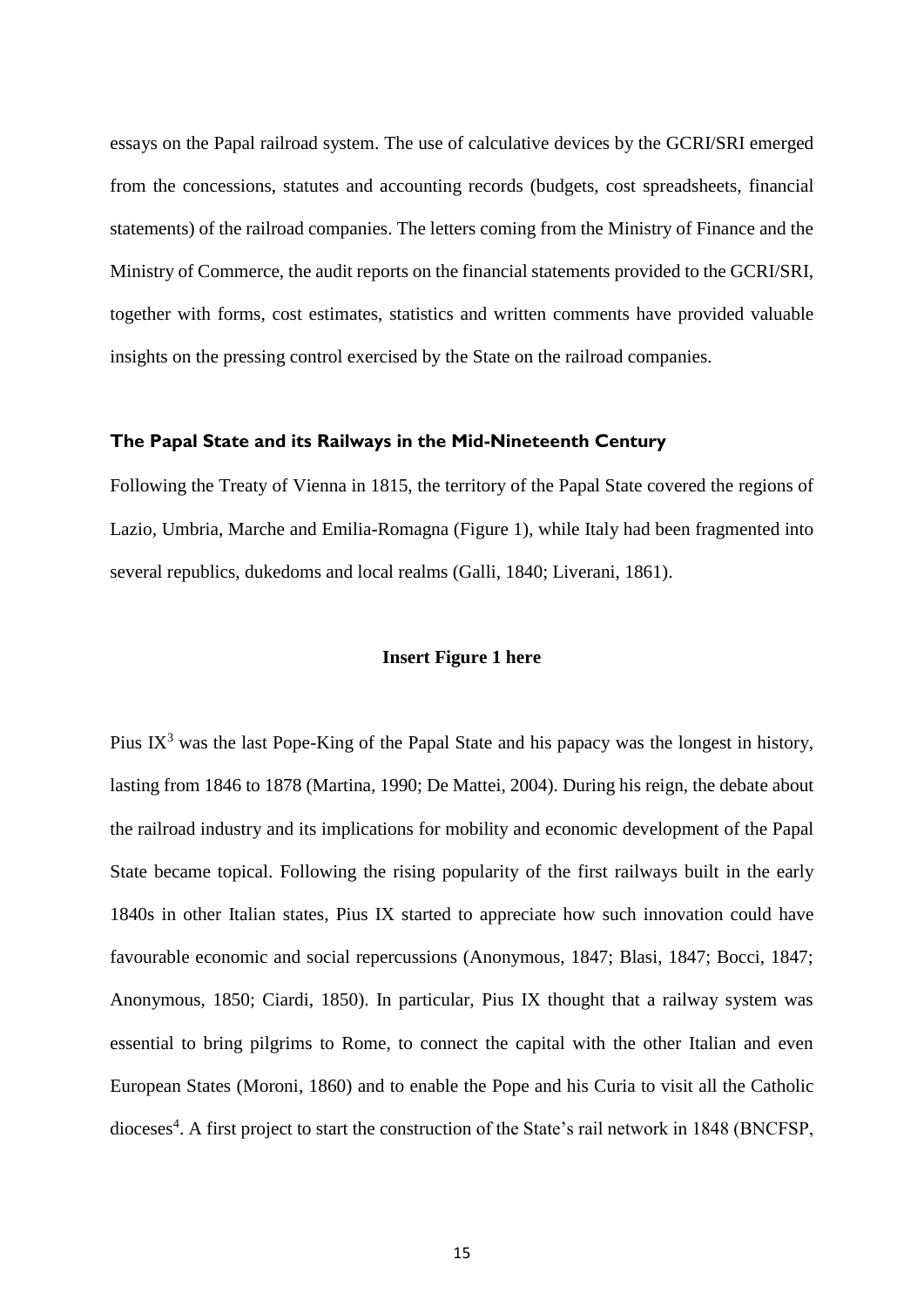essays on the Papal railroad system. The use of calculative devices by the GCRI/SRI emerged from the concessions, statutes and accounting records (budgets, cost spreadsheets, financial statements) of the railroad companies. The letters coming from the Ministry of Finance and the Ministry of Commerce, the audit reports on the financial statements provided to the GCRI/SRI, together with forms, cost estimates, statistics and written comments have provided valuable insights on the pressing control exercised by the State on the railroad companies.

## The Papal State and its Railways in the Mid-Nineteenth Century

Following the Treaty of Vienna in 1815, the territory of the Papal State covered the regions of Lazio, Umbria, Marche and Emilia-Romagna (Figure 1), while Italy had been fragmented into several republics, dukedoms and local realms (Galli, 1840; Liverani, 1861).

**Insert Figure 1 here**

Pius IX[3] was the last Pope-King of the Papal State and his papacy was the longest in history, lasting from 1846 to 1878 (Martina, 1990; De Mattei, 2004). During his reign, the debate about the railroad industry and its implications for mobility and economic development of the Papal State became topical. Following the rising popularity of the first railways built in the early 1840s in other Italian states, Pius IX started to appreciate how such innovation could have favourable economic and social repercussions (Anonymous, 1847; Blasi, 1847; Bocci, 1847; Anonymous, 1850; Ciardi, 1850). In particular, Pius IX thought that a railway system was essential to bring pilgrims to Rome, to connect the capital with the other Italian and even European States (Moroni, 1860) and to enable the Pope and his Curia to visit all the Catholic dioceses[4]. A first project to start the construction of the State's rail network in 1848 (BNCFSP,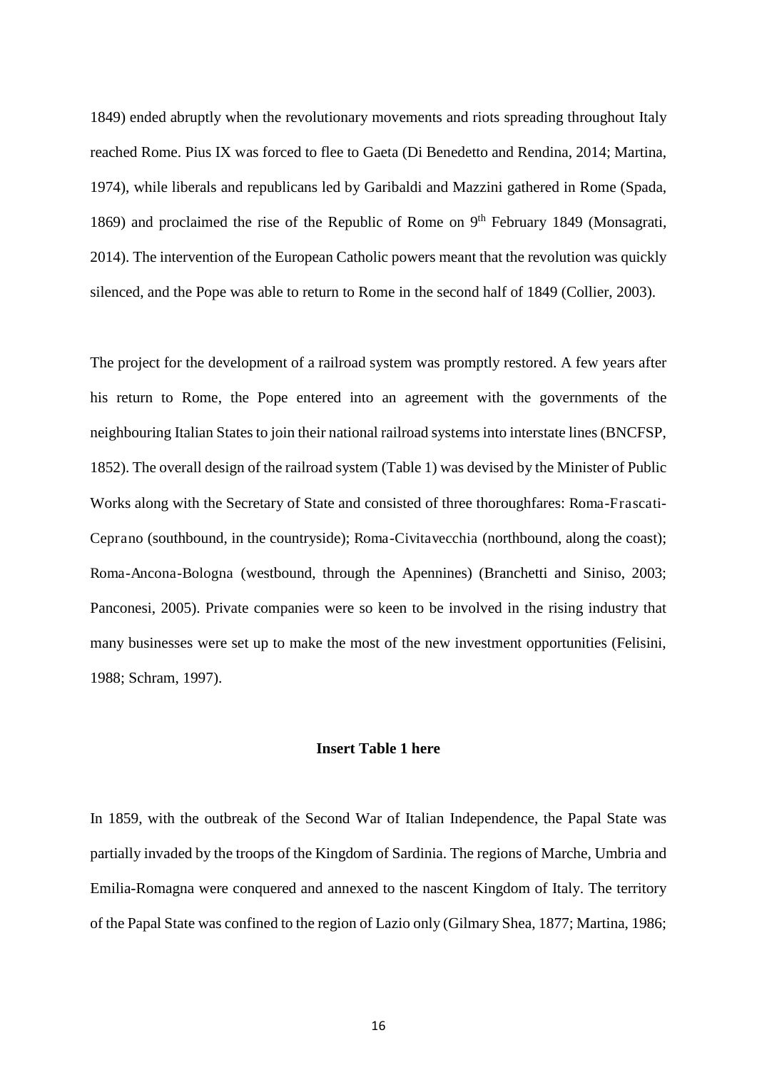1849) ended abruptly when the revolutionary movements and riots spreading throughout Italy reached Rome. Pius IX was forced to flee to Gaeta (Di Benedetto and Rendina, 2014; Martina, 1974), while liberals and republicans led by Garibaldi and Mazzini gathered in Rome (Spada, 1869) and proclaimed the rise of the Republic of Rome on 9th February 1849 (Monsagrati, 2014). The intervention of the European Catholic powers meant that the revolution was quickly silenced, and the Pope was able to return to Rome in the second half of 1849 (Collier, 2003).

The project for the development of a railroad system was promptly restored. A few years after his return to Rome, the Pope entered into an agreement with the governments of the neighbouring Italian States to join their national railroad systems into interstate lines (BNCFSP, 1852). The overall design of the railroad system (Table 1) was devised by the Minister of Public Works along with the Secretary of State and consisted of three thoroughfares: Roma-Frascati-Ceprano (southbound, in the countryside); Roma-Civitavecchia (northbound, along the coast); Roma-Ancona-Bologna (westbound, through the Apennines) (Branchetti and Siniso, 2003; Panconesi, 2005). Private companies were so keen to be involved in the rising industry that many businesses were set up to make the most of the new investment opportunities (Felisini, 1988; Schram, 1997).

**Insert Table 1 here**

In 1859, with the outbreak of the Second War of Italian Independence, the Papal State was partially invaded by the troops of the Kingdom of Sardinia. The regions of Marche, Umbria and Emilia-Romagna were conquered and annexed to the nascent Kingdom of Italy. The territory of the Papal State was confined to the region of Lazio only (Gilmary Shea, 1877; Martina, 1986;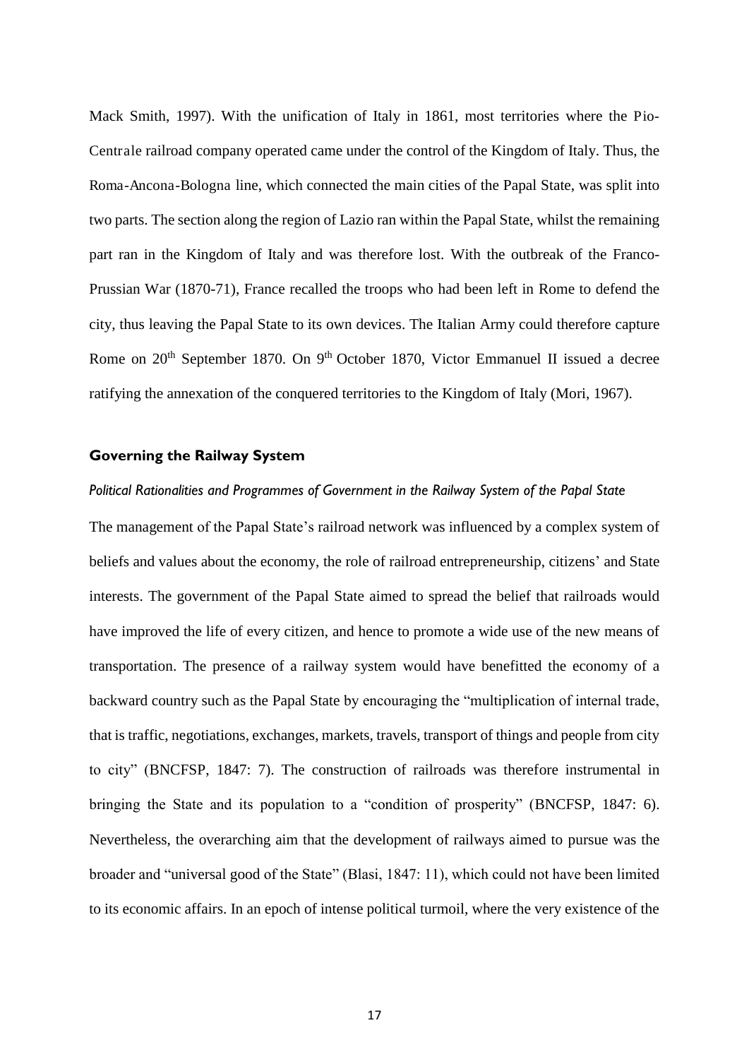Mack Smith, 1997). With the unification of Italy in 1861, most territories where the Pio-Centrale railroad company operated came under the control of the Kingdom of Italy. Thus, the Roma-Ancona-Bologna line, which connected the main cities of the Papal State, was split into two parts. The section along the region of Lazio ran within the Papal State, whilst the remaining part ran in the Kingdom of Italy and was therefore lost. With the outbreak of the Franco-Prussian War (1870-71), France recalled the troops who had been left in Rome to defend the city, thus leaving the Papal State to its own devices. The Italian Army could therefore capture Rome on 20th September 1870. On 9th October 1870, Victor Emmanuel II issued a decree ratifying the annexation of the conquered territories to the Kingdom of Italy (Mori, 1967).

## Governing the Railway System

### *Political Rationalities and Programmes of Government in the Railway System of the Papal State*

The management of the Papal State's railroad network was influenced by a complex system of beliefs and values about the economy, the role of railroad entrepreneurship, citizens' and State interests. The government of the Papal State aimed to spread the belief that railroads would have improved the life of every citizen, and hence to promote a wide use of the new means of transportation. The presence of a railway system would have benefitted the economy of a backward country such as the Papal State by encouraging the "multiplication of internal trade, that is traffic, negotiations, exchanges, markets, travels, transport of things and people from city to city" (BNCFSP, 1847: 7). The construction of railroads was therefore instrumental in bringing the State and its population to a "condition of prosperity" (BNCFSP, 1847: 6). Nevertheless, the overarching aim that the development of railways aimed to pursue was the broader and "universal good of the State" (Blasi, 1847: 11), which could not have been limited to its economic affairs. In an epoch of intense political turmoil, where the very existence of the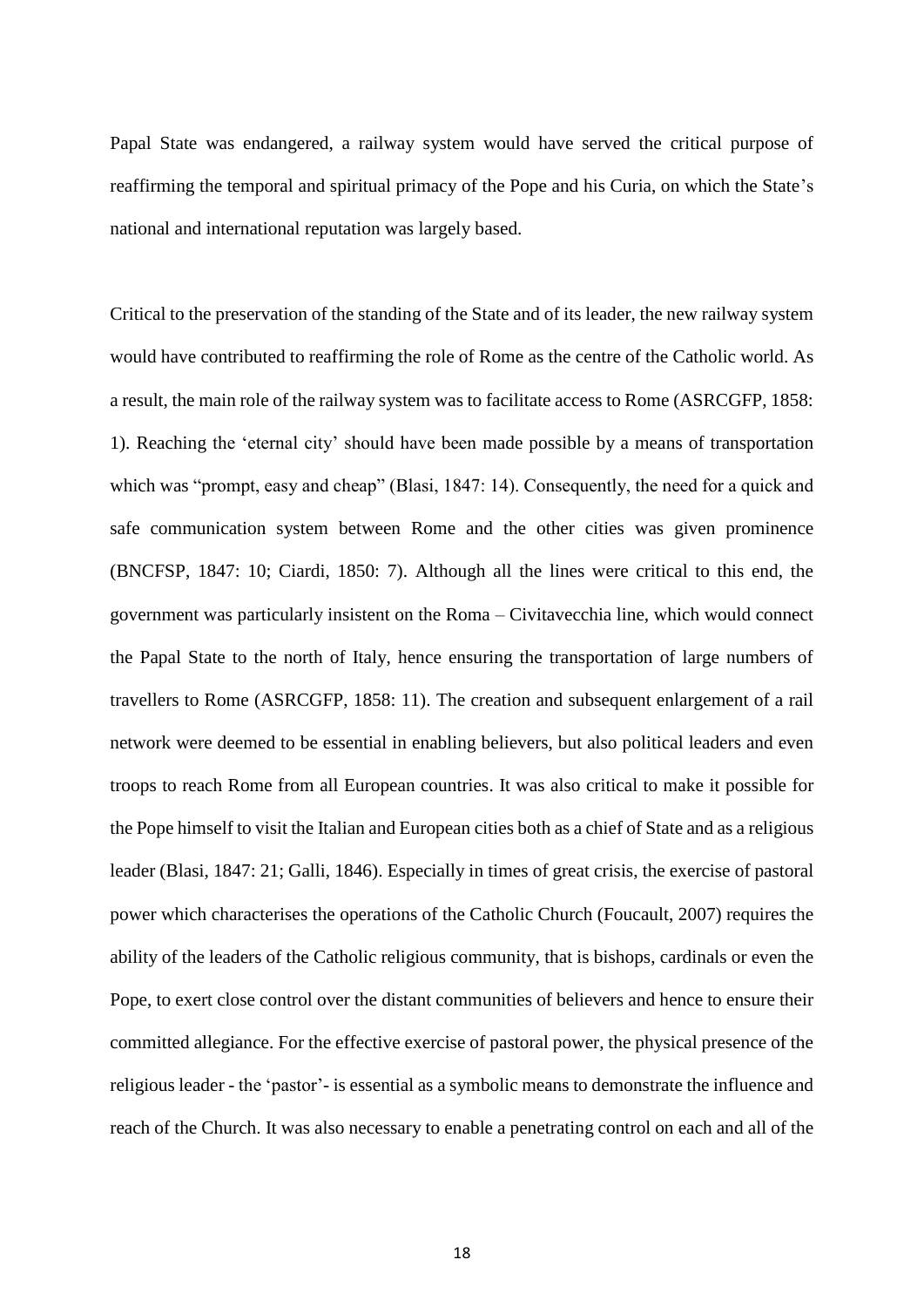Papal State was endangered, a railway system would have served the critical purpose of reaffirming the temporal and spiritual primacy of the Pope and his Curia, on which the State's national and international reputation was largely based.

Critical to the preservation of the standing of the State and of its leader, the new railway system would have contributed to reaffirming the role of Rome as the centre of the Catholic world. As a result, the main role of the railway system was to facilitate access to Rome (ASRCGFP, 1858: 1). Reaching the 'eternal city' should have been made possible by a means of transportation which was "prompt, easy and cheap" (Blasi, 1847: 14). Consequently, the need for a quick and safe communication system between Rome and the other cities was given prominence (BNCFSP, 1847: 10; Ciardi, 1850: 7). Although all the lines were critical to this end, the government was particularly insistent on the Roma – Civitavecchia line, which would connect the Papal State to the north of Italy, hence ensuring the transportation of large numbers of travellers to Rome (ASRCGFP, 1858: 11). The creation and subsequent enlargement of a rail network were deemed to be essential in enabling believers, but also political leaders and even troops to reach Rome from all European countries. It was also critical to make it possible for the Pope himself to visit the Italian and European cities both as a chief of State and as a religious leader (Blasi, 1847: 21; Galli, 1846). Especially in times of great crisis, the exercise of pastoral power which characterises the operations of the Catholic Church (Foucault, 2007) requires the ability of the leaders of the Catholic religious community, that is bishops, cardinals or even the Pope, to exert close control over the distant communities of believers and hence to ensure their committed allegiance. For the effective exercise of pastoral power, the physical presence of the religious leader - the 'pastor'- is essential as a symbolic means to demonstrate the influence and reach of the Church. It was also necessary to enable a penetrating control on each and all of the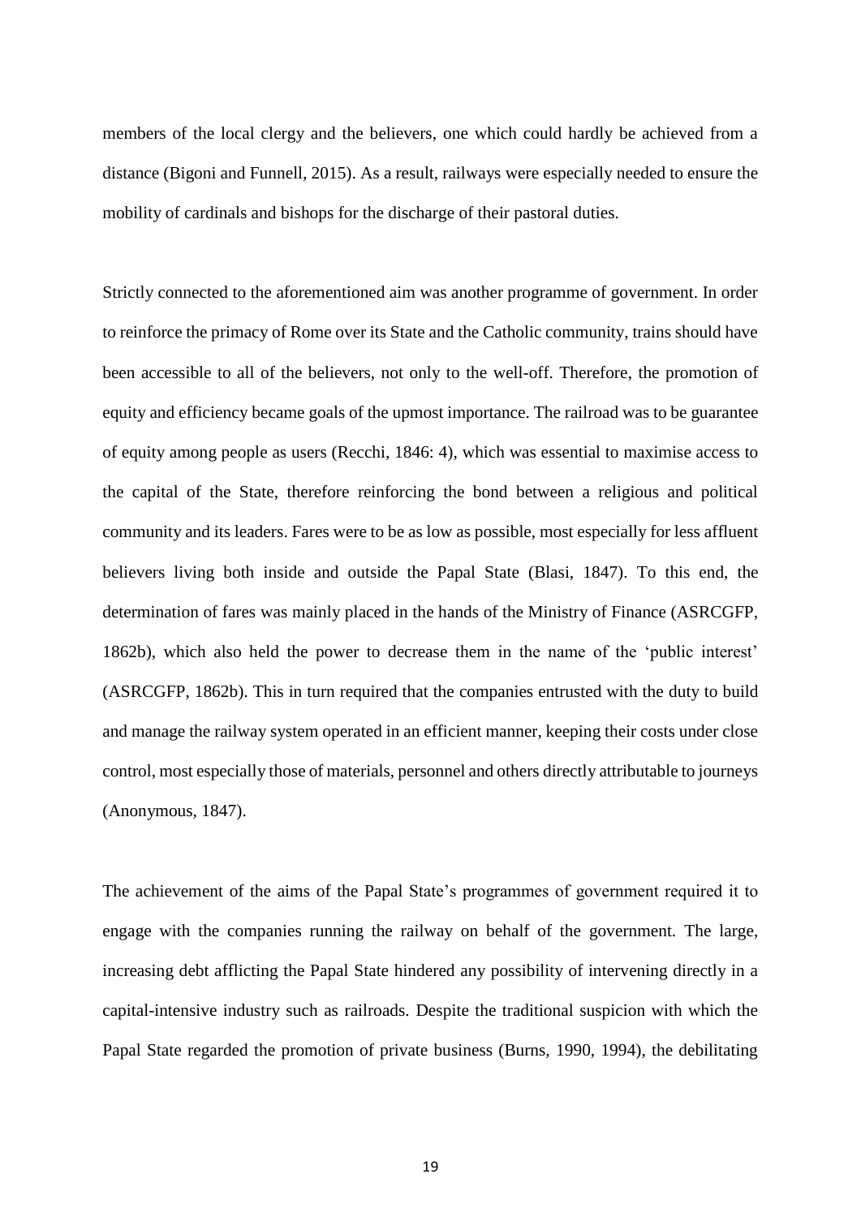members of the local clergy and the believers, one which could hardly be achieved from a distance (Bigoni and Funnell, 2015). As a result, railways were especially needed to ensure the mobility of cardinals and bishops for the discharge of their pastoral duties.

Strictly connected to the aforementioned aim was another programme of government. In order to reinforce the primacy of Rome over its State and the Catholic community, trains should have been accessible to all of the believers, not only to the well-off. Therefore, the promotion of equity and efficiency became goals of the upmost importance. The railroad was to be guarantee of equity among people as users (Recchi, 1846: 4), which was essential to maximise access to the capital of the State, therefore reinforcing the bond between a religious and political community and its leaders. Fares were to be as low as possible, most especially for less affluent believers living both inside and outside the Papal State (Blasi, 1847). To this end, the determination of fares was mainly placed in the hands of the Ministry of Finance (ASRCGFP, 1862b), which also held the power to decrease them in the name of the 'public interest' (ASRCGFP, 1862b). This in turn required that the companies entrusted with the duty to build and manage the railway system operated in an efficient manner, keeping their costs under close control, most especially those of materials, personnel and others directly attributable to journeys (Anonymous, 1847).

The achievement of the aims of the Papal State's programmes of government required it to engage with the companies running the railway on behalf of the government. The large, increasing debt afflicting the Papal State hindered any possibility of intervening directly in a capital-intensive industry such as railroads. Despite the traditional suspicion with which the Papal State regarded the promotion of private business (Burns, 1990, 1994), the debilitating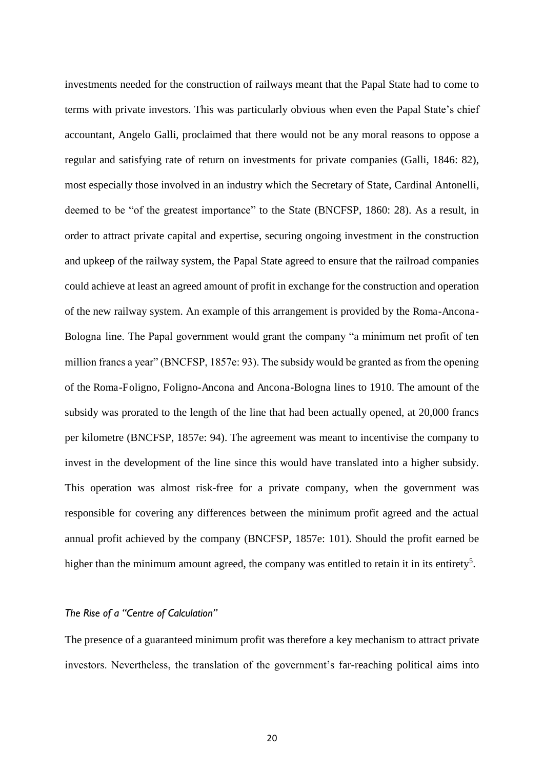investments needed for the construction of railways meant that the Papal State had to come to terms with private investors. This was particularly obvious when even the Papal State's chief accountant, Angelo Galli, proclaimed that there would not be any moral reasons to oppose a regular and satisfying rate of return on investments for private companies (Galli, 1846: 82), most especially those involved in an industry which the Secretary of State, Cardinal Antonelli, deemed to be "of the greatest importance" to the State (BNCFSP, 1860: 28). As a result, in order to attract private capital and expertise, securing ongoing investment in the construction and upkeep of the railway system, the Papal State agreed to ensure that the railroad companies could achieve at least an agreed amount of profit in exchange for the construction and operation of the new railway system. An example of this arrangement is provided by the Roma-Ancona-Bologna line. The Papal government would grant the company "a minimum net profit of ten million francs a year" (BNCFSP, 1857e: 93). The subsidy would be granted as from the opening of the Roma-Foligno, Foligno-Ancona and Ancona-Bologna lines to 1910. The amount of the subsidy was prorated to the length of the line that had been actually opened, at 20,000 francs per kilometre (BNCFSP, 1857e: 94). The agreement was meant to incentivise the company to invest in the development of the line since this would have translated into a higher subsidy. This operation was almost risk-free for a private company, when the government was responsible for covering any differences between the minimum profit agreed and the actual annual profit achieved by the company (BNCFSP, 1857e: 101). Should the profit earned be higher than the minimum amount agreed, the company was entitled to retain it in its entirety[5].

### *The Rise of a "Centre of Calculation"*

The presence of a guaranteed minimum profit was therefore a key mechanism to attract private investors. Nevertheless, the translation of the government's far-reaching political aims into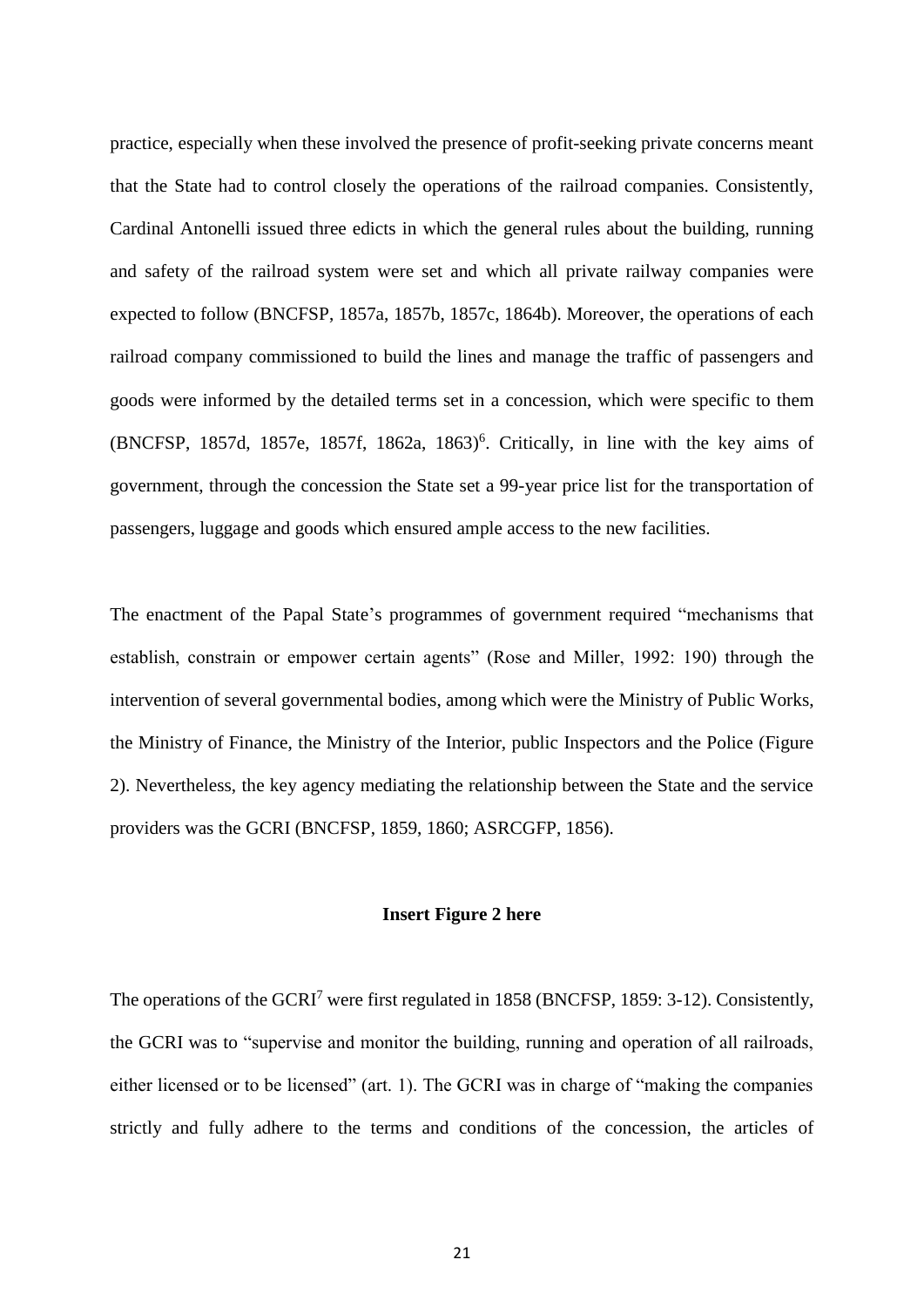practice, especially when these involved the presence of profit-seeking private concerns meant that the State had to control closely the operations of the railroad companies. Consistently, Cardinal Antonelli issued three edicts in which the general rules about the building, running and safety of the railroad system were set and which all private railway companies were expected to follow (BNCFSP, 1857a, 1857b, 1857c, 1864b). Moreover, the operations of each railroad company commissioned to build the lines and manage the traffic of passengers and goods were informed by the detailed terms set in a concession, which were specific to them (BNCFSP, 1857d, 1857e, 1857f, 1862a, 1863)[6]. Critically, in line with the key aims of government, through the concession the State set a 99-year price list for the transportation of passengers, luggage and goods which ensured ample access to the new facilities.

The enactment of the Papal State's programmes of government required "mechanisms that establish, constrain or empower certain agents" (Rose and Miller, 1992: 190) through the intervention of several governmental bodies, among which were the Ministry of Public Works, the Ministry of Finance, the Ministry of the Interior, public Inspectors and the Police (Figure 2). Nevertheless, the key agency mediating the relationship between the State and the service providers was the GCRI (BNCFSP, 1859, 1860; ASRCGFP, 1856).

**Insert Figure 2 here**

The operations of the GCRI[7] were first regulated in 1858 (BNCFSP, 1859: 3-12). Consistently, the GCRI was to "supervise and monitor the building, running and operation of all railroads, either licensed or to be licensed" (art. 1). The GCRI was in charge of "making the companies strictly and fully adhere to the terms and conditions of the concession, the articles of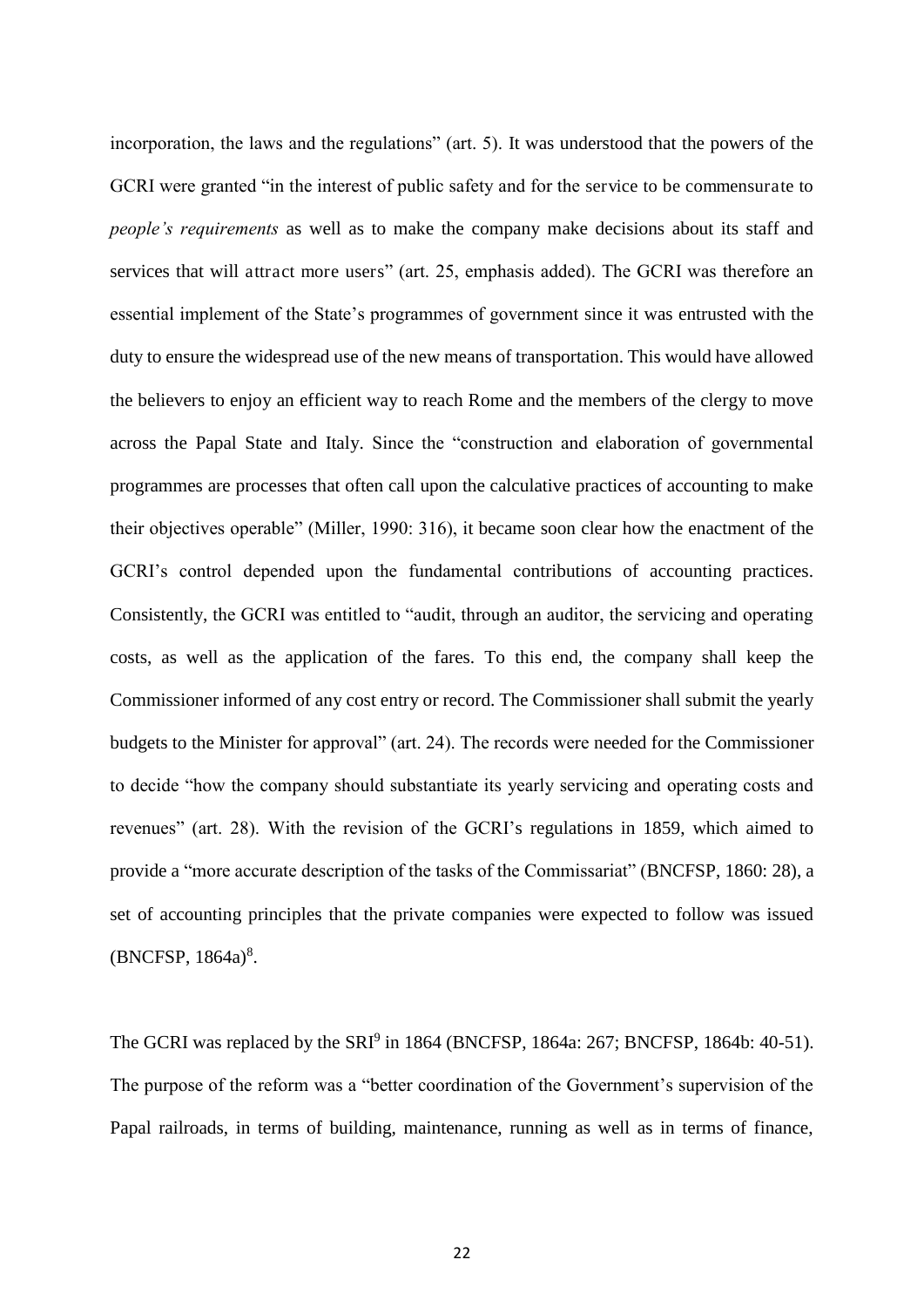incorporation, the laws and the regulations" (art. 5). It was understood that the powers of the GCRI were granted "in the interest of public safety and for the service to be commensurate to *people's requirements* as well as to make the company make decisions about its staff and services that will attract more users" (art. 25, emphasis added). The GCRI was therefore an essential implement of the State's programmes of government since it was entrusted with the duty to ensure the widespread use of the new means of transportation. This would have allowed the believers to enjoy an efficient way to reach Rome and the members of the clergy to move across the Papal State and Italy. Since the "construction and elaboration of governmental programmes are processes that often call upon the calculative practices of accounting to make their objectives operable" (Miller, 1990: 316), it became soon clear how the enactment of the GCRI's control depended upon the fundamental contributions of accounting practices. Consistently, the GCRI was entitled to "audit, through an auditor, the servicing and operating costs, as well as the application of the fares. To this end, the company shall keep the Commissioner informed of any cost entry or record. The Commissioner shall submit the yearly budgets to the Minister for approval" (art. 24). The records were needed for the Commissioner to decide "how the company should substantiate its yearly servicing and operating costs and revenues" (art. 28). With the revision of the GCRI's regulations in 1859, which aimed to provide a "more accurate description of the tasks of the Commissariat" (BNCFSP, 1860: 28), a set of accounting principles that the private companies were expected to follow was issued (BNCFSP, 1864a)[8].

The GCRI was replaced by the SRI[9] in 1864 (BNCFSP, 1864a: 267; BNCFSP, 1864b: 40-51). The purpose of the reform was a "better coordination of the Government's supervision of the Papal railroads, in terms of building, maintenance, running as well as in terms of finance,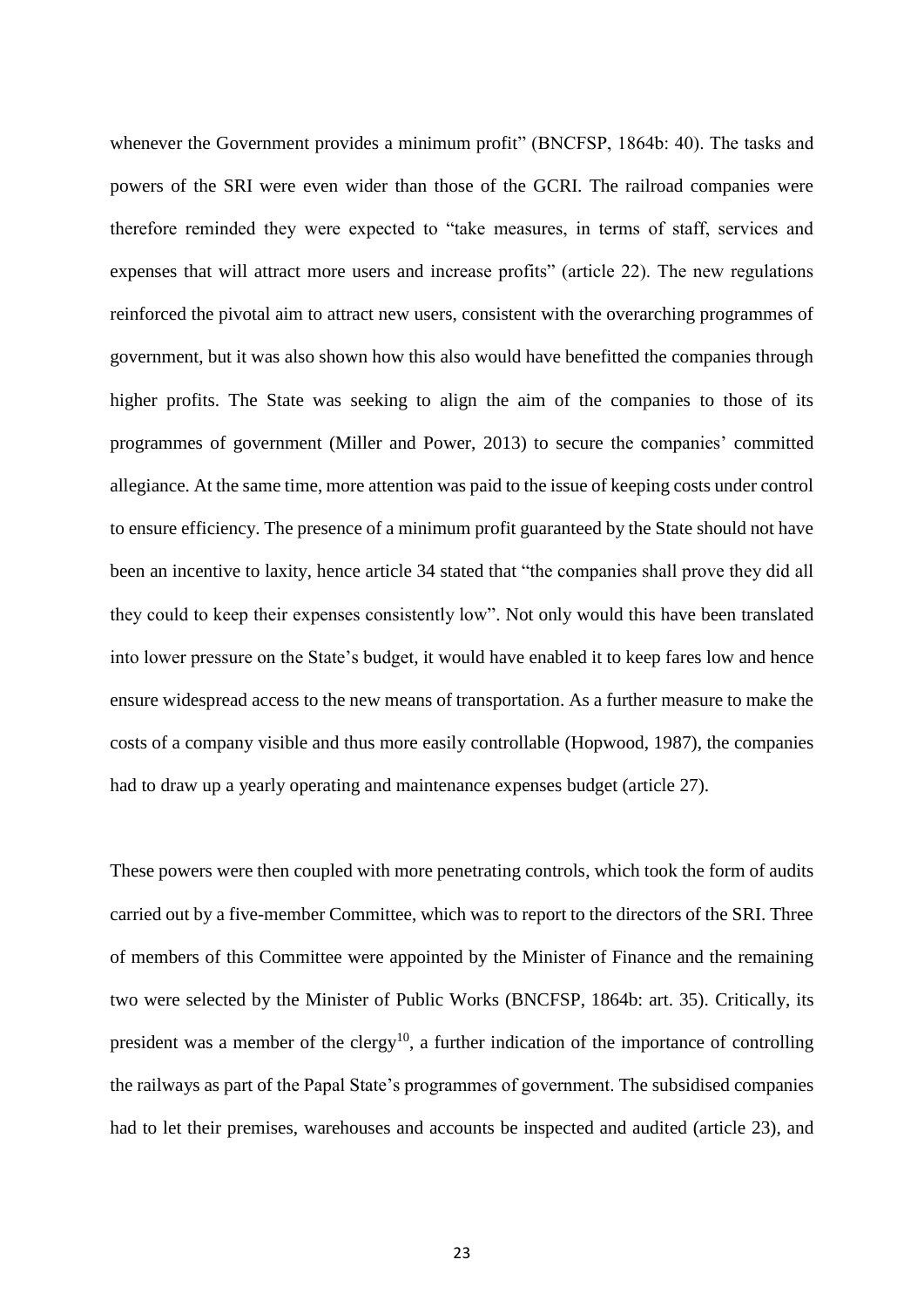whenever the Government provides a minimum profit" (BNCFSP, 1864b: 40). The tasks and powers of the SRI were even wider than those of the GCRI. The railroad companies were therefore reminded they were expected to "take measures, in terms of staff, services and expenses that will attract more users and increase profits" (article 22). The new regulations reinforced the pivotal aim to attract new users, consistent with the overarching programmes of government, but it was also shown how this also would have benefitted the companies through higher profits. The State was seeking to align the aim of the companies to those of its programmes of government (Miller and Power, 2013) to secure the companies' committed allegiance. At the same time, more attention was paid to the issue of keeping costs under control to ensure efficiency. The presence of a minimum profit guaranteed by the State should not have been an incentive to laxity, hence article 34 stated that "the companies shall prove they did all they could to keep their expenses consistently low". Not only would this have been translated into lower pressure on the State's budget, it would have enabled it to keep fares low and hence ensure widespread access to the new means of transportation. As a further measure to make the costs of a company visible and thus more easily controllable (Hopwood, 1987), the companies had to draw up a yearly operating and maintenance expenses budget (article 27).

These powers were then coupled with more penetrating controls, which took the form of audits carried out by a five-member Committee, which was to report to the directors of the SRI. Three of members of this Committee were appointed by the Minister of Finance and the remaining two were selected by the Minister of Public Works (BNCFSP, 1864b: art. 35). Critically, its president was a member of the clergy[10], a further indication of the importance of controlling the railways as part of the Papal State's programmes of government. The subsidised companies had to let their premises, warehouses and accounts be inspected and audited (article 23), and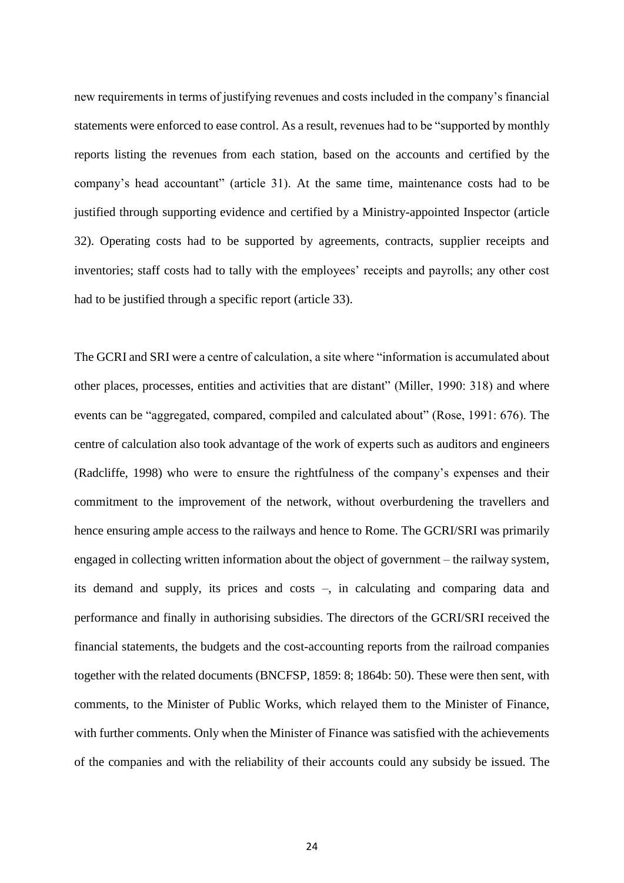new requirements in terms of justifying revenues and costs included in the company's financial statements were enforced to ease control. As a result, revenues had to be "supported by monthly reports listing the revenues from each station, based on the accounts and certified by the company's head accountant" (article 31). At the same time, maintenance costs had to be justified through supporting evidence and certified by a Ministry-appointed Inspector (article 32). Operating costs had to be supported by agreements, contracts, supplier receipts and inventories; staff costs had to tally with the employees' receipts and payrolls; any other cost had to be justified through a specific report (article 33).

The GCRI and SRI were a centre of calculation, a site where "information is accumulated about other places, processes, entities and activities that are distant" (Miller, 1990: 318) and where events can be "aggregated, compared, compiled and calculated about" (Rose, 1991: 676). The centre of calculation also took advantage of the work of experts such as auditors and engineers (Radcliffe, 1998) who were to ensure the rightfulness of the company's expenses and their commitment to the improvement of the network, without overburdening the travellers and hence ensuring ample access to the railways and hence to Rome. The GCRI/SRI was primarily engaged in collecting written information about the object of government – the railway system, its demand and supply, its prices and costs –, in calculating and comparing data and performance and finally in authorising subsidies. The directors of the GCRI/SRI received the financial statements, the budgets and the cost-accounting reports from the railroad companies together with the related documents (BNCFSP, 1859: 8; 1864b: 50). These were then sent, with comments, to the Minister of Public Works, which relayed them to the Minister of Finance, with further comments. Only when the Minister of Finance was satisfied with the achievements of the companies and with the reliability of their accounts could any subsidy be issued. The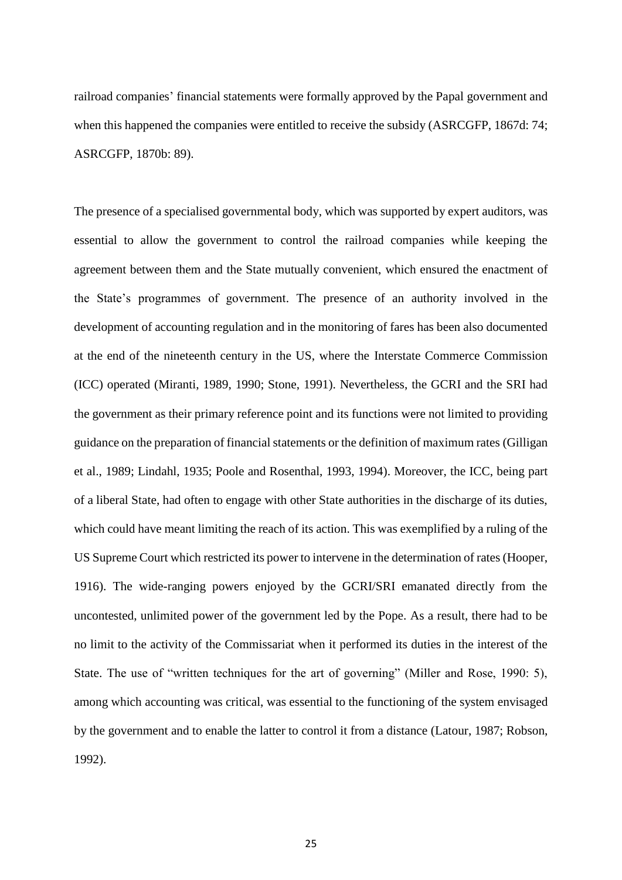railroad companies' financial statements were formally approved by the Papal government and when this happened the companies were entitled to receive the subsidy (ASRCGFP, 1867d: 74; ASRCGFP, 1870b: 89).

The presence of a specialised governmental body, which was supported by expert auditors, was essential to allow the government to control the railroad companies while keeping the agreement between them and the State mutually convenient, which ensured the enactment of the State's programmes of government. The presence of an authority involved in the development of accounting regulation and in the monitoring of fares has been also documented at the end of the nineteenth century in the US, where the Interstate Commerce Commission (ICC) operated (Miranti, 1989, 1990; Stone, 1991). Nevertheless, the GCRI and the SRI had the government as their primary reference point and its functions were not limited to providing guidance on the preparation of financial statements or the definition of maximum rates (Gilligan et al., 1989; Lindahl, 1935; Poole and Rosenthal, 1993, 1994). Moreover, the ICC, being part of a liberal State, had often to engage with other State authorities in the discharge of its duties, which could have meant limiting the reach of its action. This was exemplified by a ruling of the US Supreme Court which restricted its power to intervene in the determination of rates (Hooper, 1916). The wide-ranging powers enjoyed by the GCRI/SRI emanated directly from the uncontested, unlimited power of the government led by the Pope. As a result, there had to be no limit to the activity of the Commissariat when it performed its duties in the interest of the State. The use of "written techniques for the art of governing" (Miller and Rose, 1990: 5), among which accounting was critical, was essential to the functioning of the system envisaged by the government and to enable the latter to control it from a distance (Latour, 1987; Robson, 1992).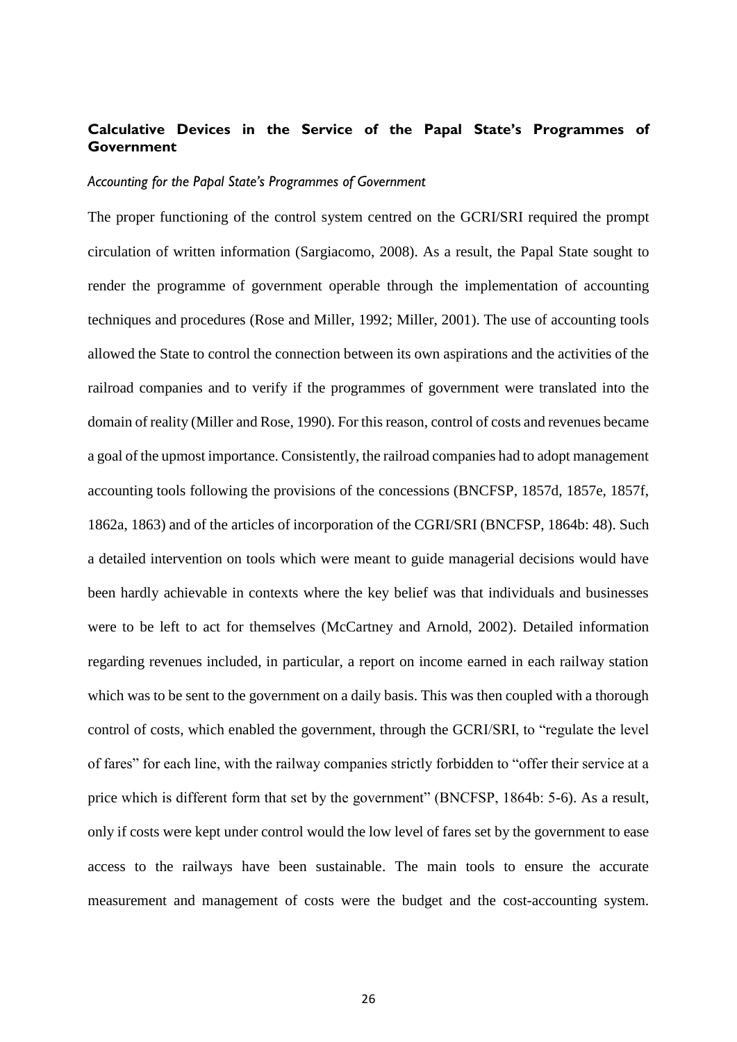## Calculative Devices in the Service of the Papal State's Programmes of Government

### *Accounting for the Papal State's Programmes of Government*

The proper functioning of the control system centred on the GCRI/SRI required the prompt circulation of written information (Sargiacomo, 2008). As a result, the Papal State sought to render the programme of government operable through the implementation of accounting techniques and procedures (Rose and Miller, 1992; Miller, 2001). The use of accounting tools allowed the State to control the connection between its own aspirations and the activities of the railroad companies and to verify if the programmes of government were translated into the domain of reality (Miller and Rose, 1990). For this reason, control of costs and revenues became a goal of the upmost importance. Consistently, the railroad companies had to adopt management accounting tools following the provisions of the concessions (BNCFSP, 1857d, 1857e, 1857f, 1862a, 1863) and of the articles of incorporation of the CGRI/SRI (BNCFSP, 1864b: 48). Such a detailed intervention on tools which were meant to guide managerial decisions would have been hardly achievable in contexts where the key belief was that individuals and businesses were to be left to act for themselves (McCartney and Arnold, 2002). Detailed information regarding revenues included, in particular, a report on income earned in each railway station which was to be sent to the government on a daily basis. This was then coupled with a thorough control of costs, which enabled the government, through the GCRI/SRI, to "regulate the level of fares" for each line, with the railway companies strictly forbidden to "offer their service at a price which is different form that set by the government" (BNCFSP, 1864b: 5-6). As a result, only if costs were kept under control would the low level of fares set by the government to ease access to the railways have been sustainable. The main tools to ensure the accurate measurement and management of costs were the budget and the cost-accounting system.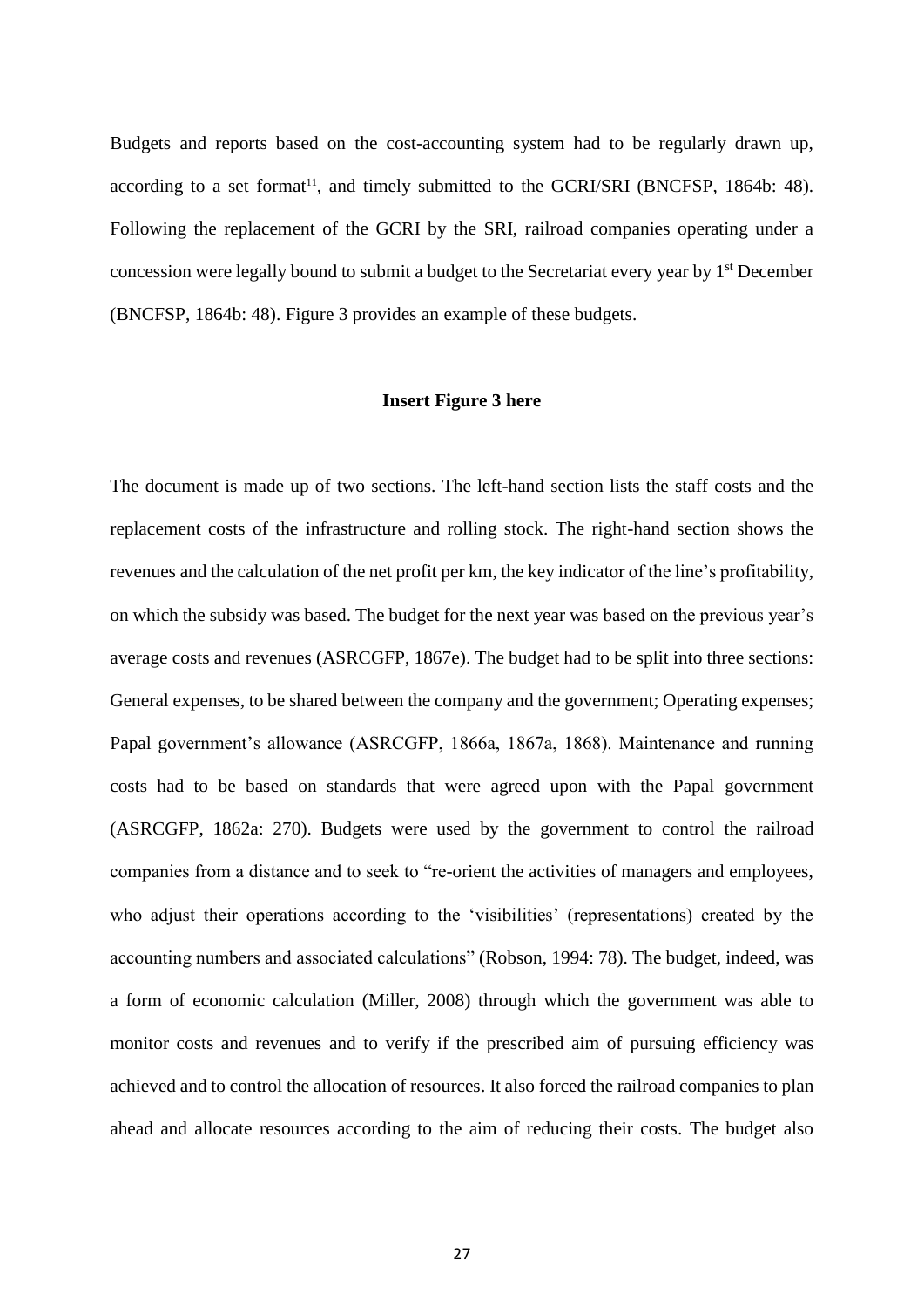Budgets and reports based on the cost-accounting system had to be regularly drawn up, according to a set format[11], and timely submitted to the GCRI/SRI (BNCFSP, 1864b: 48). Following the replacement of the GCRI by the SRI, railroad companies operating under a concession were legally bound to submit a budget to the Secretariat every year by 1st December (BNCFSP, 1864b: 48). Figure 3 provides an example of these budgets.

**Insert Figure 3 here**

The document is made up of two sections. The left-hand section lists the staff costs and the replacement costs of the infrastructure and rolling stock. The right-hand section shows the revenues and the calculation of the net profit per km, the key indicator of the line's profitability, on which the subsidy was based. The budget for the next year was based on the previous year's average costs and revenues (ASRCGFP, 1867e). The budget had to be split into three sections: General expenses, to be shared between the company and the government; Operating expenses; Papal government's allowance (ASRCGFP, 1866a, 1867a, 1868). Maintenance and running costs had to be based on standards that were agreed upon with the Papal government (ASRCGFP, 1862a: 270). Budgets were used by the government to control the railroad companies from a distance and to seek to "re-orient the activities of managers and employees, who adjust their operations according to the 'visibilities' (representations) created by the accounting numbers and associated calculations" (Robson, 1994: 78). The budget, indeed, was a form of economic calculation (Miller, 2008) through which the government was able to monitor costs and revenues and to verify if the prescribed aim of pursuing efficiency was achieved and to control the allocation of resources. It also forced the railroad companies to plan ahead and allocate resources according to the aim of reducing their costs. The budget also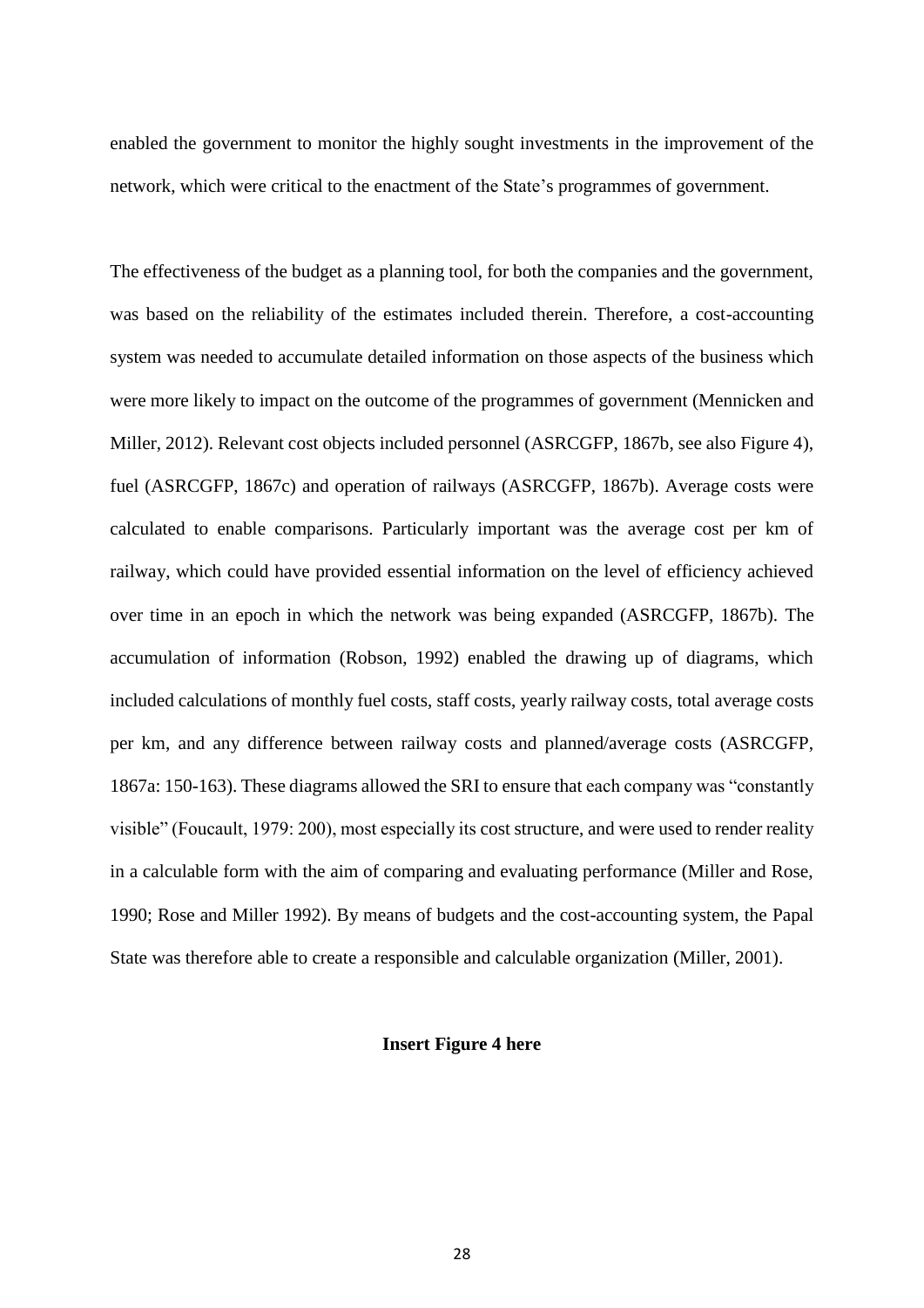enabled the government to monitor the highly sought investments in the improvement of the network, which were critical to the enactment of the State's programmes of government.

The effectiveness of the budget as a planning tool, for both the companies and the government, was based on the reliability of the estimates included therein. Therefore, a cost-accounting system was needed to accumulate detailed information on those aspects of the business which were more likely to impact on the outcome of the programmes of government (Mennicken and Miller, 2012). Relevant cost objects included personnel (ASRCGFP, 1867b, see also Figure 4), fuel (ASRCGFP, 1867c) and operation of railways (ASRCGFP, 1867b). Average costs were calculated to enable comparisons. Particularly important was the average cost per km of railway, which could have provided essential information on the level of efficiency achieved over time in an epoch in which the network was being expanded (ASRCGFP, 1867b). The accumulation of information (Robson, 1992) enabled the drawing up of diagrams, which included calculations of monthly fuel costs, staff costs, yearly railway costs, total average costs per km, and any difference between railway costs and planned/average costs (ASRCGFP, 1867a: 150-163). These diagrams allowed the SRI to ensure that each company was "constantly visible" (Foucault, 1979: 200), most especially its cost structure, and were used to render reality in a calculable form with the aim of comparing and evaluating performance (Miller and Rose, 1990; Rose and Miller 1992). By means of budgets and the cost-accounting system, the Papal State was therefore able to create a responsible and calculable organization (Miller, 2001).

**Insert Figure 4 here**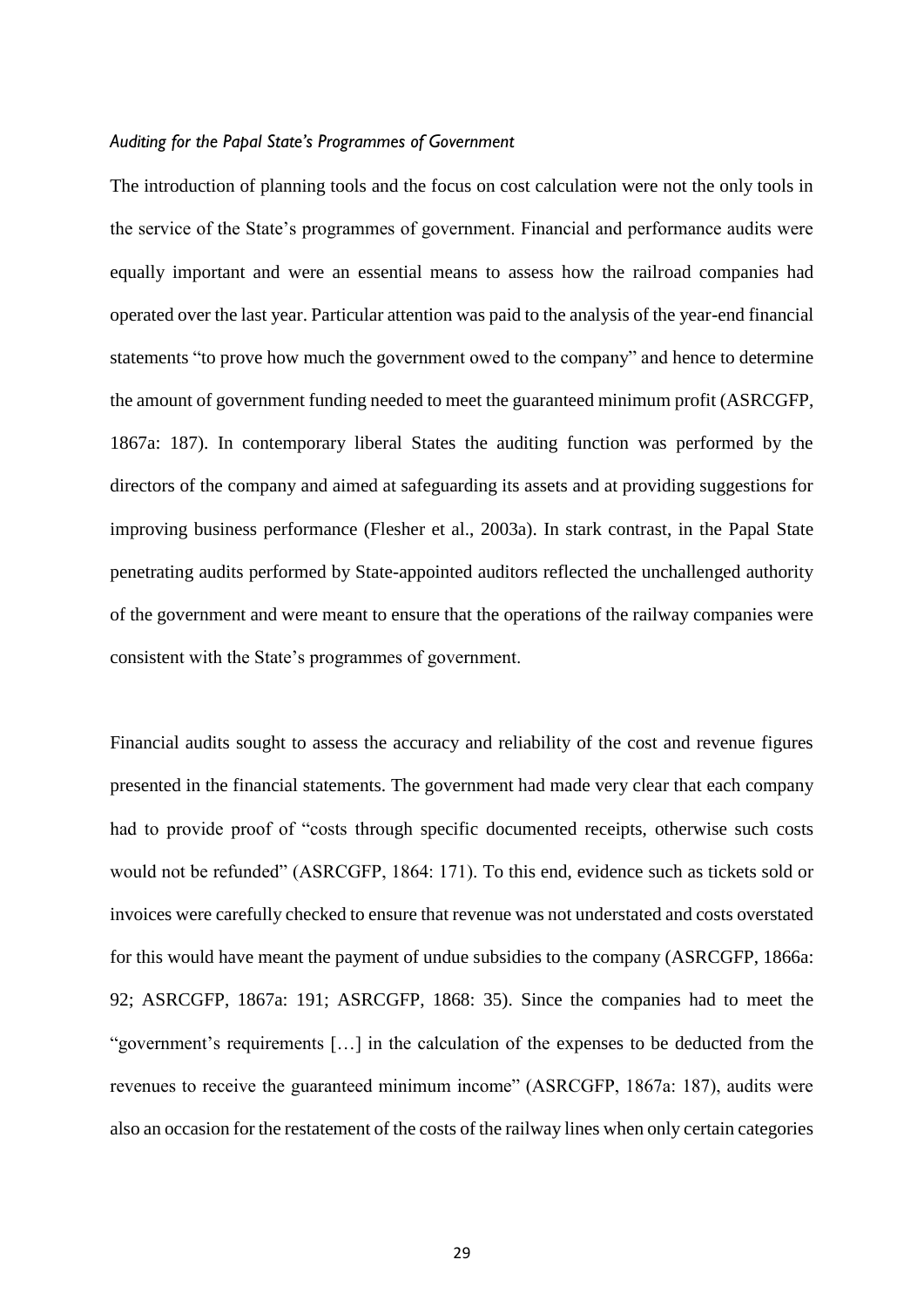*Auditing for the Papal State's Programmes of Government*

The introduction of planning tools and the focus on cost calculation were not the only tools in the service of the State's programmes of government. Financial and performance audits were equally important and were an essential means to assess how the railroad companies had operated over the last year. Particular attention was paid to the analysis of the year-end financial statements "to prove how much the government owed to the company" and hence to determine the amount of government funding needed to meet the guaranteed minimum profit (ASRCGFP, 1867a: 187). In contemporary liberal States the auditing function was performed by the directors of the company and aimed at safeguarding its assets and at providing suggestions for improving business performance (Flesher et al., 2003a). In stark contrast, in the Papal State penetrating audits performed by State-appointed auditors reflected the unchallenged authority of the government and were meant to ensure that the operations of the railway companies were consistent with the State's programmes of government.

Financial audits sought to assess the accuracy and reliability of the cost and revenue figures presented in the financial statements. The government had made very clear that each company had to provide proof of "costs through specific documented receipts, otherwise such costs would not be refunded" (ASRCGFP, 1864: 171). To this end, evidence such as tickets sold or invoices were carefully checked to ensure that revenue was not understated and costs overstated for this would have meant the payment of undue subsidies to the company (ASRCGFP, 1866a: 92; ASRCGFP, 1867a: 191; ASRCGFP, 1868: 35). Since the companies had to meet the "government's requirements […] in the calculation of the expenses to be deducted from the revenues to receive the guaranteed minimum income" (ASRCGFP, 1867a: 187), audits were also an occasion for the restatement of the costs of the railway lines when only certain categories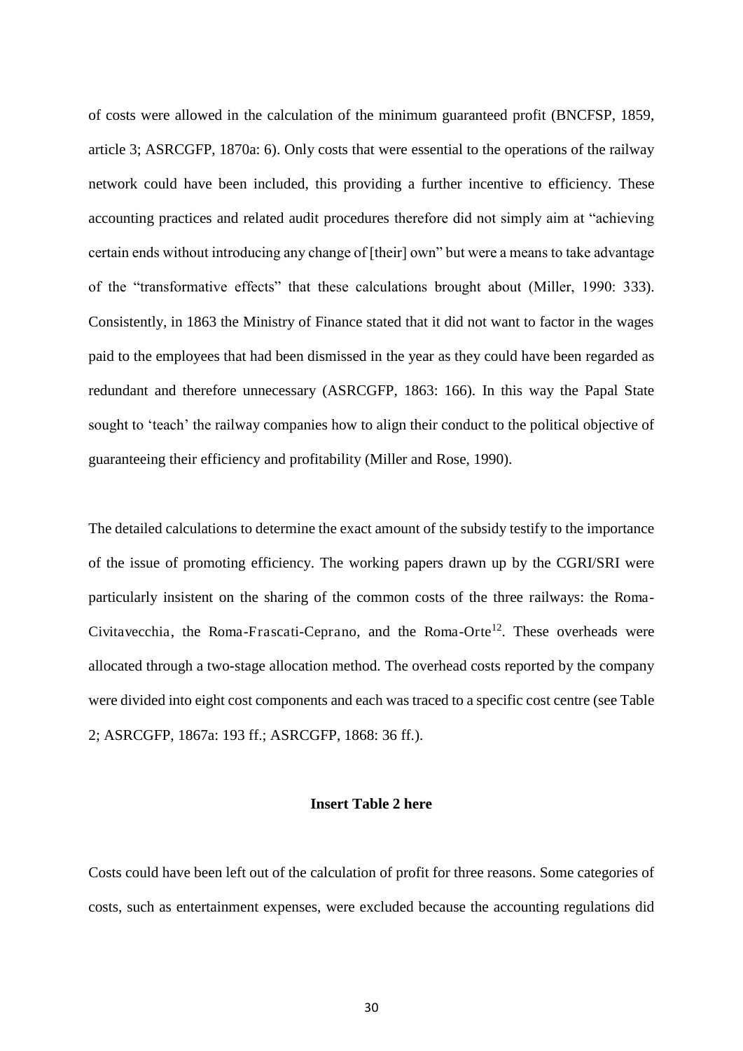of costs were allowed in the calculation of the minimum guaranteed profit (BNCFSP, 1859, article 3; ASRCGFP, 1870a: 6). Only costs that were essential to the operations of the railway network could have been included, this providing a further incentive to efficiency. These accounting practices and related audit procedures therefore did not simply aim at "achieving certain ends without introducing any change of [their] own" but were a means to take advantage of the "transformative effects" that these calculations brought about (Miller, 1990: 333). Consistently, in 1863 the Ministry of Finance stated that it did not want to factor in the wages paid to the employees that had been dismissed in the year as they could have been regarded as redundant and therefore unnecessary (ASRCGFP, 1863: 166). In this way the Papal State sought to 'teach' the railway companies how to align their conduct to the political objective of guaranteeing their efficiency and profitability (Miller and Rose, 1990).

The detailed calculations to determine the exact amount of the subsidy testify to the importance of the issue of promoting efficiency. The working papers drawn up by the CGRI/SRI were particularly insistent on the sharing of the common costs of the three railways: the Roma-Civitavecchia, the Roma-Frascati-Ceprano, and the Roma-Orte[12]. These overheads were allocated through a two-stage allocation method. The overhead costs reported by the company were divided into eight cost components and each was traced to a specific cost centre (see Table 2; ASRCGFP, 1867a: 193 ff.; ASRCGFP, 1868: 36 ff.).

**Insert Table 2 here**

Costs could have been left out of the calculation of profit for three reasons. Some categories of costs, such as entertainment expenses, were excluded because the accounting regulations did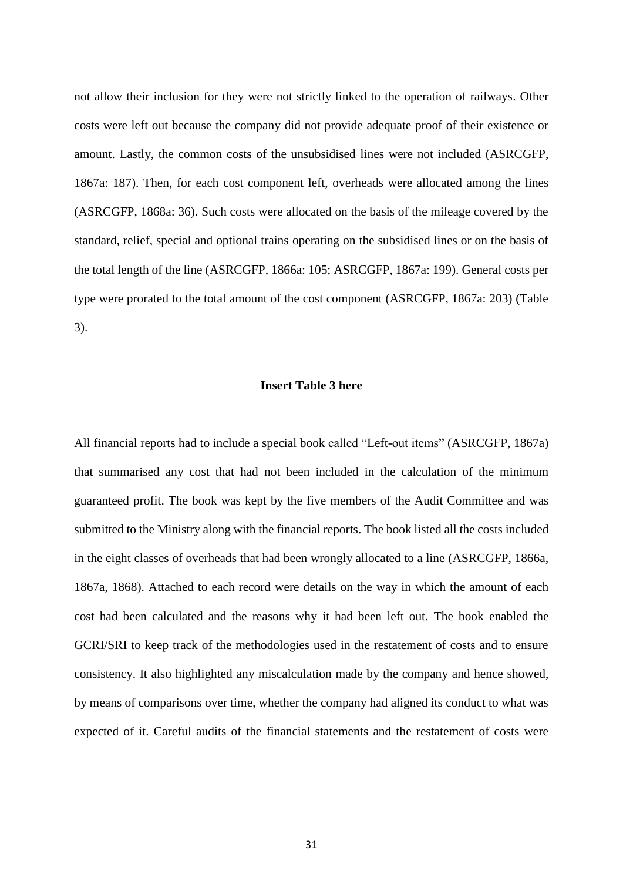not allow their inclusion for they were not strictly linked to the operation of railways. Other costs were left out because the company did not provide adequate proof of their existence or amount. Lastly, the common costs of the unsubsidised lines were not included (ASRCGFP, 1867a: 187). Then, for each cost component left, overheads were allocated among the lines (ASRCGFP, 1868a: 36). Such costs were allocated on the basis of the mileage covered by the standard, relief, special and optional trains operating on the subsidised lines or on the basis of the total length of the line (ASRCGFP, 1866a: 105; ASRCGFP, 1867a: 199). General costs per type were prorated to the total amount of the cost component (ASRCGFP, 1867a: 203) (Table 3).

**Insert Table 3 here**

All financial reports had to include a special book called "Left-out items" (ASRCGFP, 1867a) that summarised any cost that had not been included in the calculation of the minimum guaranteed profit. The book was kept by the five members of the Audit Committee and was submitted to the Ministry along with the financial reports. The book listed all the costs included in the eight classes of overheads that had been wrongly allocated to a line (ASRCGFP, 1866a, 1867a, 1868). Attached to each record were details on the way in which the amount of each cost had been calculated and the reasons why it had been left out. The book enabled the GCRI/SRI to keep track of the methodologies used in the restatement of costs and to ensure consistency. It also highlighted any miscalculation made by the company and hence showed, by means of comparisons over time, whether the company had aligned its conduct to what was expected of it. Careful audits of the financial statements and the restatement of costs were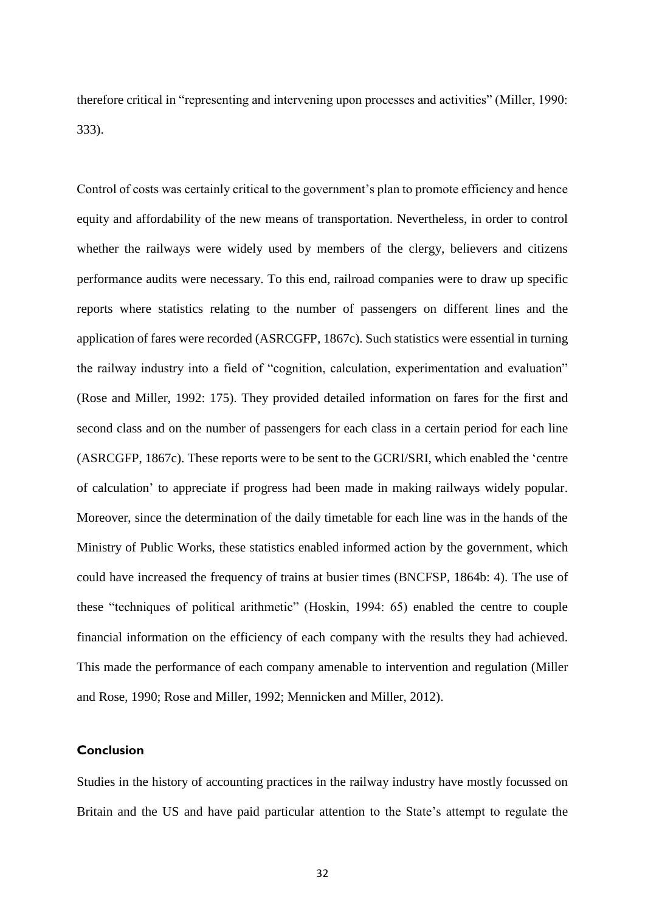therefore critical in "representing and intervening upon processes and activities" (Miller, 1990: 333).

Control of costs was certainly critical to the government's plan to promote efficiency and hence equity and affordability of the new means of transportation. Nevertheless, in order to control whether the railways were widely used by members of the clergy, believers and citizens performance audits were necessary. To this end, railroad companies were to draw up specific reports where statistics relating to the number of passengers on different lines and the application of fares were recorded (ASRCGFP, 1867c). Such statistics were essential in turning the railway industry into a field of "cognition, calculation, experimentation and evaluation" (Rose and Miller, 1992: 175). They provided detailed information on fares for the first and second class and on the number of passengers for each class in a certain period for each line (ASRCGFP, 1867c). These reports were to be sent to the GCRI/SRI, which enabled the 'centre of calculation' to appreciate if progress had been made in making railways widely popular. Moreover, since the determination of the daily timetable for each line was in the hands of the Ministry of Public Works, these statistics enabled informed action by the government, which could have increased the frequency of trains at busier times (BNCFSP, 1864b: 4). The use of these "techniques of political arithmetic" (Hoskin, 1994: 65) enabled the centre to couple financial information on the efficiency of each company with the results they had achieved. This made the performance of each company amenable to intervention and regulation (Miller and Rose, 1990; Rose and Miller, 1992; Mennicken and Miller, 2012).

## Conclusion

Studies in the history of accounting practices in the railway industry have mostly focussed on Britain and the US and have paid particular attention to the State's attempt to regulate the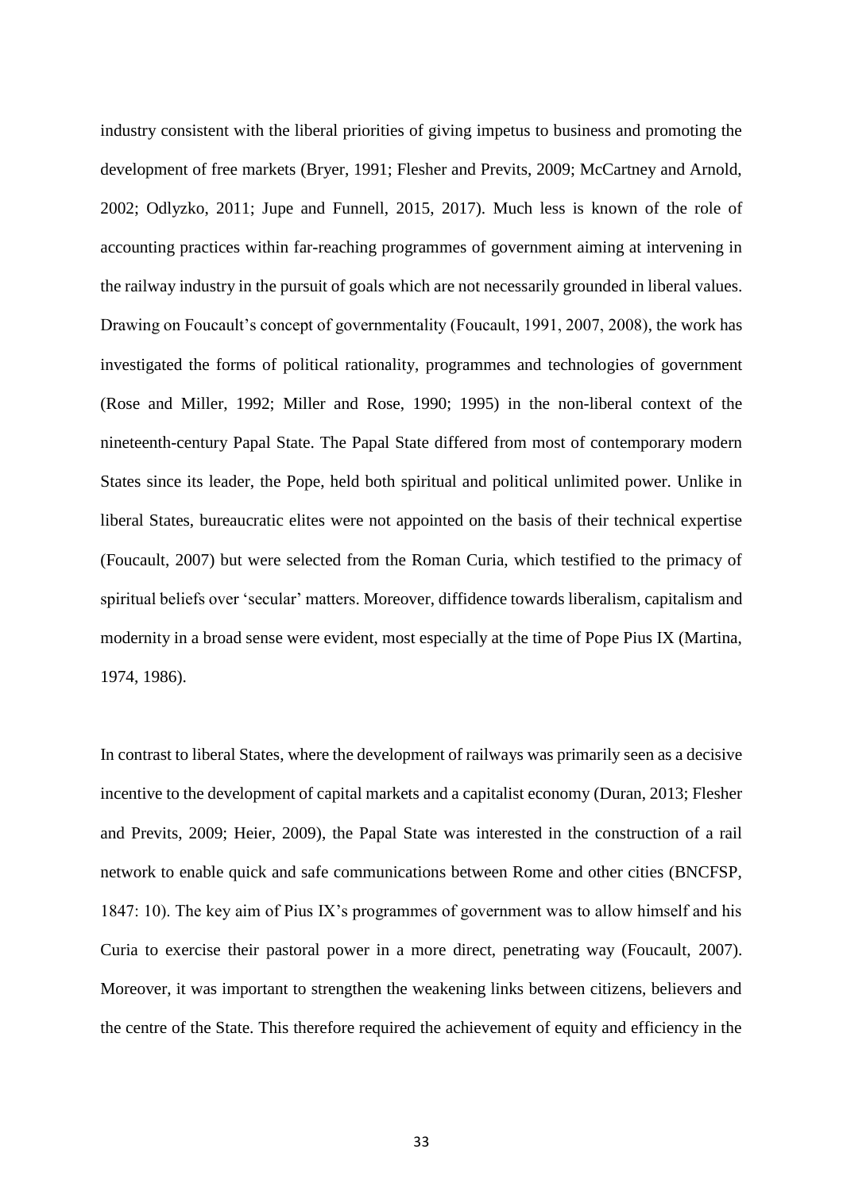industry consistent with the liberal priorities of giving impetus to business and promoting the development of free markets (Bryer, 1991; Flesher and Previts, 2009; McCartney and Arnold, 2002; Odlyzko, 2011; Jupe and Funnell, 2015, 2017). Much less is known of the role of accounting practices within far-reaching programmes of government aiming at intervening in the railway industry in the pursuit of goals which are not necessarily grounded in liberal values. Drawing on Foucault's concept of governmentality (Foucault, 1991, 2007, 2008), the work has investigated the forms of political rationality, programmes and technologies of government (Rose and Miller, 1992; Miller and Rose, 1990; 1995) in the non-liberal context of the nineteenth-century Papal State. The Papal State differed from most of contemporary modern States since its leader, the Pope, held both spiritual and political unlimited power. Unlike in liberal States, bureaucratic elites were not appointed on the basis of their technical expertise (Foucault, 2007) but were selected from the Roman Curia, which testified to the primacy of spiritual beliefs over 'secular' matters. Moreover, diffidence towards liberalism, capitalism and modernity in a broad sense were evident, most especially at the time of Pope Pius IX (Martina, 1974, 1986).

In contrast to liberal States, where the development of railways was primarily seen as a decisive incentive to the development of capital markets and a capitalist economy (Duran, 2013; Flesher and Previts, 2009; Heier, 2009), the Papal State was interested in the construction of a rail network to enable quick and safe communications between Rome and other cities (BNCFSP, 1847: 10). The key aim of Pius IX's programmes of government was to allow himself and his Curia to exercise their pastoral power in a more direct, penetrating way (Foucault, 2007). Moreover, it was important to strengthen the weakening links between citizens, believers and the centre of the State. This therefore required the achievement of equity and efficiency in the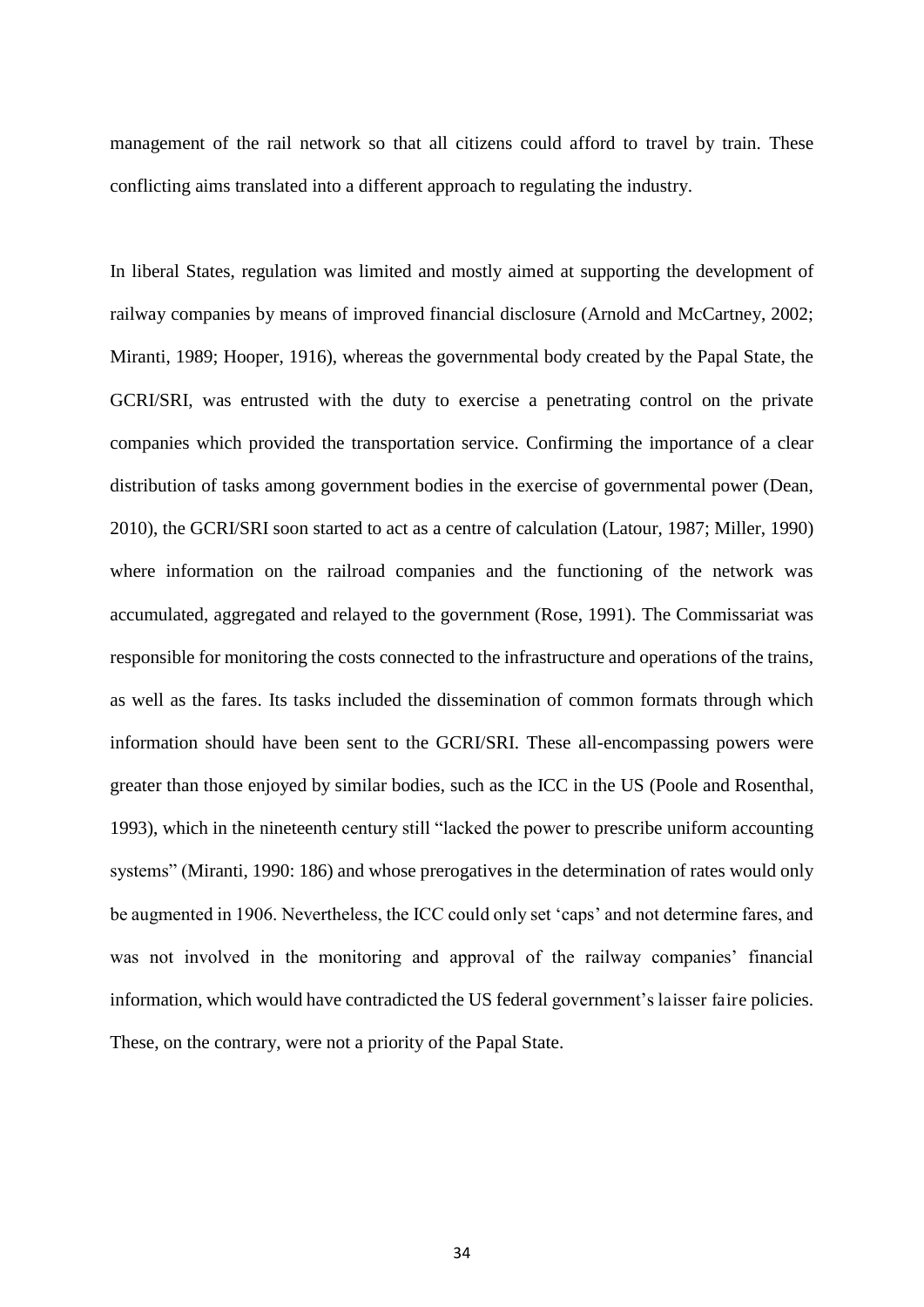management of the rail network so that all citizens could afford to travel by train. These conflicting aims translated into a different approach to regulating the industry.

In liberal States, regulation was limited and mostly aimed at supporting the development of railway companies by means of improved financial disclosure (Arnold and McCartney, 2002; Miranti, 1989; Hooper, 1916), whereas the governmental body created by the Papal State, the GCRI/SRI, was entrusted with the duty to exercise a penetrating control on the private companies which provided the transportation service. Confirming the importance of a clear distribution of tasks among government bodies in the exercise of governmental power (Dean, 2010), the GCRI/SRI soon started to act as a centre of calculation (Latour, 1987; Miller, 1990) where information on the railroad companies and the functioning of the network was accumulated, aggregated and relayed to the government (Rose, 1991). The Commissariat was responsible for monitoring the costs connected to the infrastructure and operations of the trains, as well as the fares. Its tasks included the dissemination of common formats through which information should have been sent to the GCRI/SRI. These all-encompassing powers were greater than those enjoyed by similar bodies, such as the ICC in the US (Poole and Rosenthal, 1993), which in the nineteenth century still "lacked the power to prescribe uniform accounting systems" (Miranti, 1990: 186) and whose prerogatives in the determination of rates would only be augmented in 1906. Nevertheless, the ICC could only set 'caps' and not determine fares, and was not involved in the monitoring and approval of the railway companies' financial information, which would have contradicted the US federal government's laisser faire policies. These, on the contrary, were not a priority of the Papal State.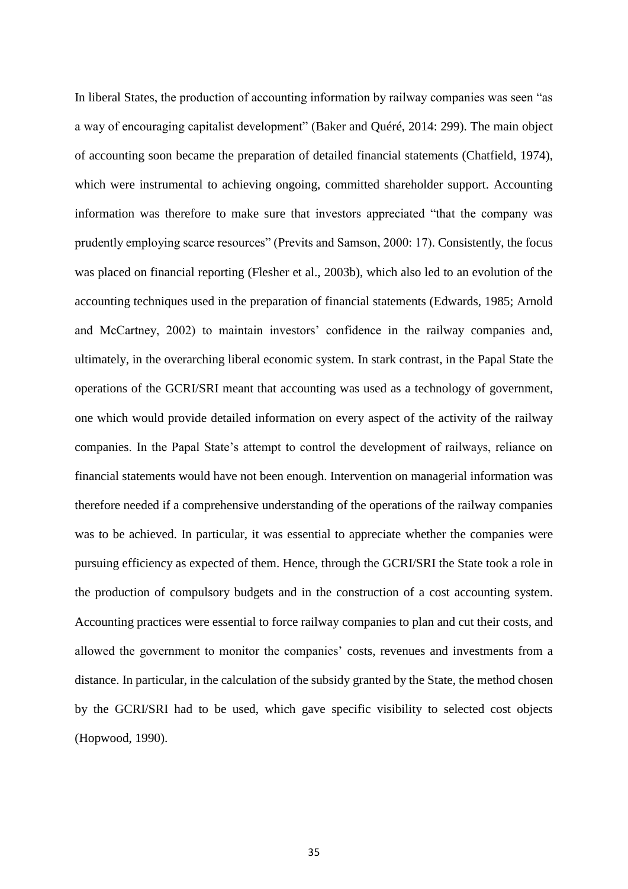In liberal States, the production of accounting information by railway companies was seen "as a way of encouraging capitalist development" (Baker and Quéré, 2014: 299). The main object of accounting soon became the preparation of detailed financial statements (Chatfield, 1974), which were instrumental to achieving ongoing, committed shareholder support. Accounting information was therefore to make sure that investors appreciated "that the company was prudently employing scarce resources" (Previts and Samson, 2000: 17). Consistently, the focus was placed on financial reporting (Flesher et al., 2003b), which also led to an evolution of the accounting techniques used in the preparation of financial statements (Edwards, 1985; Arnold and McCartney, 2002) to maintain investors' confidence in the railway companies and, ultimately, in the overarching liberal economic system. In stark contrast, in the Papal State the operations of the GCRI/SRI meant that accounting was used as a technology of government, one which would provide detailed information on every aspect of the activity of the railway companies. In the Papal State's attempt to control the development of railways, reliance on financial statements would have not been enough. Intervention on managerial information was therefore needed if a comprehensive understanding of the operations of the railway companies was to be achieved. In particular, it was essential to appreciate whether the companies were pursuing efficiency as expected of them. Hence, through the GCRI/SRI the State took a role in the production of compulsory budgets and in the construction of a cost accounting system. Accounting practices were essential to force railway companies to plan and cut their costs, and allowed the government to monitor the companies' costs, revenues and investments from a distance. In particular, in the calculation of the subsidy granted by the State, the method chosen by the GCRI/SRI had to be used, which gave specific visibility to selected cost objects (Hopwood, 1990).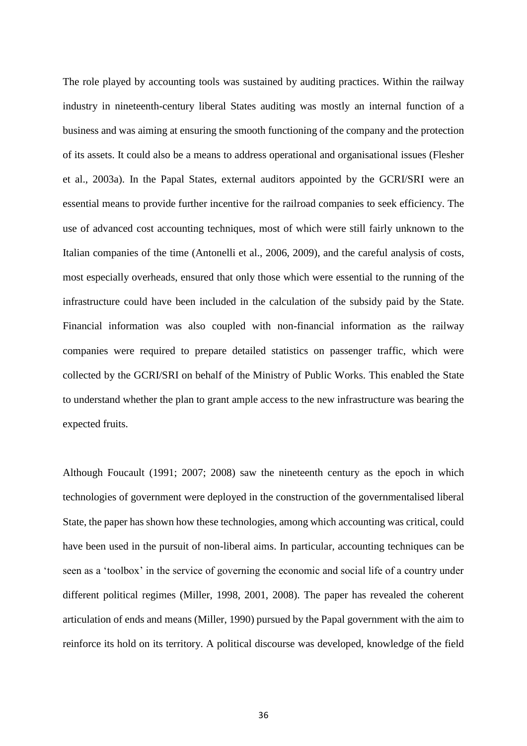The role played by accounting tools was sustained by auditing practices. Within the railway industry in nineteenth-century liberal States auditing was mostly an internal function of a business and was aiming at ensuring the smooth functioning of the company and the protection of its assets. It could also be a means to address operational and organisational issues (Flesher et al., 2003a). In the Papal States, external auditors appointed by the GCRI/SRI were an essential means to provide further incentive for the railroad companies to seek efficiency. The use of advanced cost accounting techniques, most of which were still fairly unknown to the Italian companies of the time (Antonelli et al., 2006, 2009), and the careful analysis of costs, most especially overheads, ensured that only those which were essential to the running of the infrastructure could have been included in the calculation of the subsidy paid by the State. Financial information was also coupled with non-financial information as the railway companies were required to prepare detailed statistics on passenger traffic, which were collected by the GCRI/SRI on behalf of the Ministry of Public Works. This enabled the State to understand whether the plan to grant ample access to the new infrastructure was bearing the expected fruits.

Although Foucault (1991; 2007; 2008) saw the nineteenth century as the epoch in which technologies of government were deployed in the construction of the governmentalised liberal State, the paper has shown how these technologies, among which accounting was critical, could have been used in the pursuit of non-liberal aims. In particular, accounting techniques can be seen as a 'toolbox' in the service of governing the economic and social life of a country under different political regimes (Miller, 1998, 2001, 2008). The paper has revealed the coherent articulation of ends and means (Miller, 1990) pursued by the Papal government with the aim to reinforce its hold on its territory. A political discourse was developed, knowledge of the field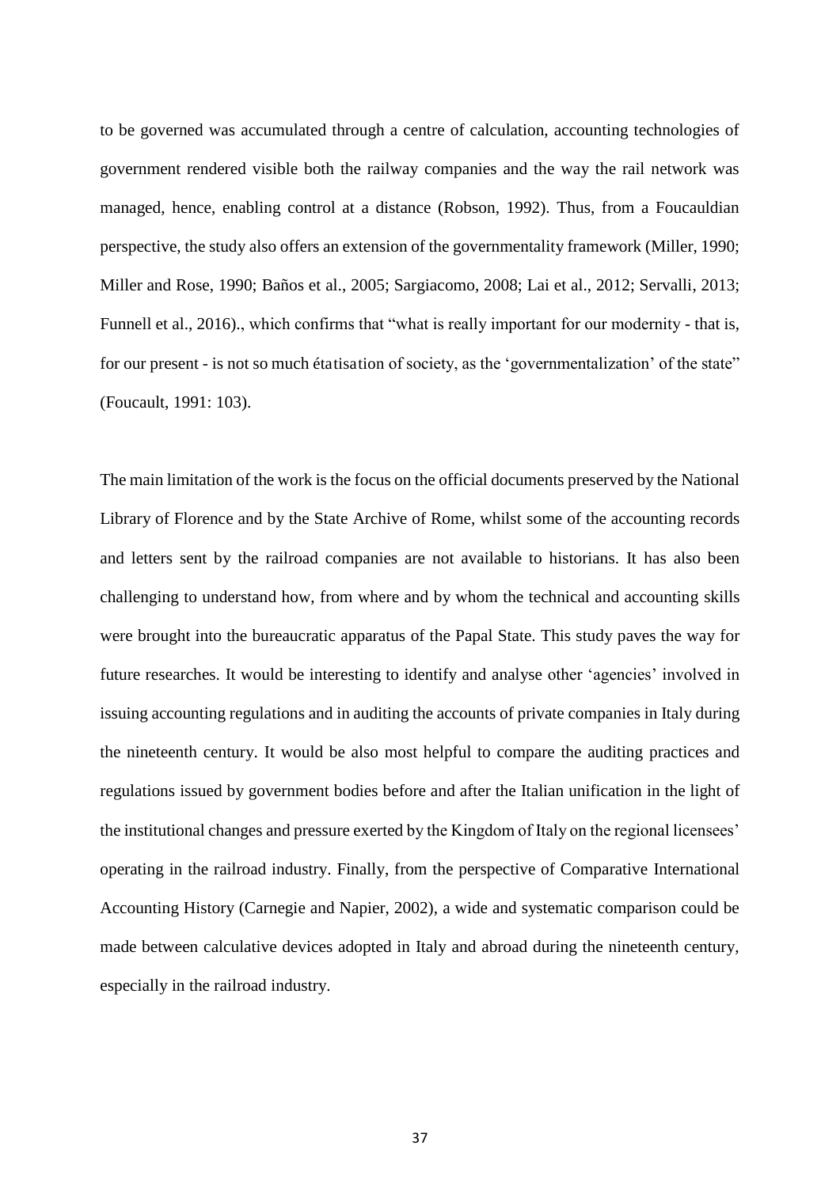to be governed was accumulated through a centre of calculation, accounting technologies of government rendered visible both the railway companies and the way the rail network was managed, hence, enabling control at a distance (Robson, 1992). Thus, from a Foucauldian perspective, the study also offers an extension of the governmentality framework (Miller, 1990; Miller and Rose, 1990; Baños et al., 2005; Sargiacomo, 2008; Lai et al., 2012; Servalli, 2013; Funnell et al., 2016)., which confirms that "what is really important for our modernity - that is, for our present - is not so much étatisation of society, as the 'governmentalization' of the state" (Foucault, 1991: 103).

The main limitation of the work is the focus on the official documents preserved by the National Library of Florence and by the State Archive of Rome, whilst some of the accounting records and letters sent by the railroad companies are not available to historians. It has also been challenging to understand how, from where and by whom the technical and accounting skills were brought into the bureaucratic apparatus of the Papal State. This study paves the way for future researches. It would be interesting to identify and analyse other 'agencies' involved in issuing accounting regulations and in auditing the accounts of private companies in Italy during the nineteenth century. It would be also most helpful to compare the auditing practices and regulations issued by government bodies before and after the Italian unification in the light of the institutional changes and pressure exerted by the Kingdom of Italy on the regional licensees' operating in the railroad industry. Finally, from the perspective of Comparative International Accounting History (Carnegie and Napier, 2002), a wide and systematic comparison could be made between calculative devices adopted in Italy and abroad during the nineteenth century, especially in the railroad industry.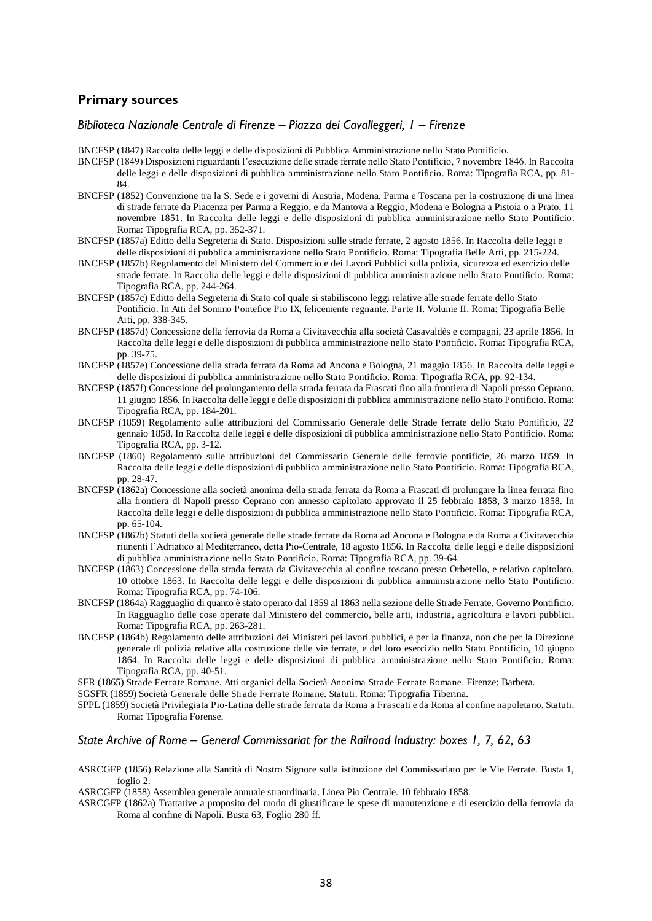## Primary sources

### *Biblioteca Nazionale Centrale di Firenze – Piazza dei Cavalleggeri, 1 – Firenze*

BNCFSP (1847) Raccolta delle leggi e delle disposizioni di Pubblica Amministrazione nello Stato Pontificio.

BNCFSP (1849) Disposizioni riguardanti l'esecuzione delle strade ferrate nello Stato Pontificio, 7 novembre 1846. In Raccolta delle leggi e delle disposizioni di pubblica amministrazione nello Stato Pontificio. Roma: Tipografia RCA, pp. 81-84.

BNCFSP (1852) Convenzione tra la S. Sede e i governi di Austria, Modena, Parma e Toscana per la costruzione di una linea di strade ferrate da Piacenza per Parma a Reggio, e da Mantova a Reggio, Modena e Bologna a Pistoia o a Prato, 11 novembre 1851. In Raccolta delle leggi e delle disposizioni di pubblica amministrazione nello Stato Pontificio. Roma: Tipografia RCA, pp. 352-371.

BNCFSP (1857a) Editto della Segreteria di Stato. Disposizioni sulle strade ferrate, 2 agosto 1856. In Raccolta delle leggi e delle disposizioni di pubblica amministrazione nello Stato Pontificio. Roma: Tipografia Belle Arti, pp. 215-224.

BNCFSP (1857b) Regolamento del Ministero del Commercio e dei Lavori Pubblici sulla polizia, sicurezza ed esercizio delle strade ferrate. In Raccolta delle leggi e delle disposizioni di pubblica amministrazione nello Stato Pontificio. Roma: Tipografia RCA, pp. 244-264.

BNCFSP (1857c) Editto della Segreteria di Stato col quale si stabiliscono leggi relative alle strade ferrate dello Stato Pontificio. In Atti del Sommo Pontefice Pio IX, felicemente regnante. Parte II. Volume II. Roma: Tipografia Belle Arti, pp. 338-345.

BNCFSP (1857d) Concessione della ferrovia da Roma a Civitavecchia alla società Casavaldès e compagni, 23 aprile 1856. In Raccolta delle leggi e delle disposizioni di pubblica amministrazione nello Stato Pontificio. Roma: Tipografia RCA, pp. 39-75.

BNCFSP (1857e) Concessione della strada ferrata da Roma ad Ancona e Bologna, 21 maggio 1856. In Raccolta delle leggi e delle disposizioni di pubblica amministrazione nello Stato Pontificio. Roma: Tipografia RCA, pp. 92-134.

BNCFSP (1857f) Concessione del prolungamento della strada ferrata da Frascati fino alla frontiera di Napoli presso Ceprano. 11 giugno 1856. In Raccolta delle leggi e delle disposizioni di pubblica amministrazione nello Stato Pontificio. Roma: Tipografia RCA, pp. 184-201.

BNCFSP (1859) Regolamento sulle attribuzioni del Commissario Generale delle Strade ferrate dello Stato Pontificio, 22 gennaio 1858. In Raccolta delle leggi e delle disposizioni di pubblica amministrazione nello Stato Pontificio. Roma: Tipografia RCA, pp. 3-12.

BNCFSP (1860) Regolamento sulle attribuzioni del Commissario Generale delle ferrovie pontificie, 26 marzo 1859. In Raccolta delle leggi e delle disposizioni di pubblica amministrazione nello Stato Pontificio. Roma: Tipografia RCA, pp. 28-47.

BNCFSP (1862a) Concessione alla società anonima della strada ferrata da Roma a Frascati di prolungare la linea ferrata fino alla frontiera di Napoli presso Ceprano con annesso capitolato approvato il 25 febbraio 1858, 3 marzo 1858. In Raccolta delle leggi e delle disposizioni di pubblica amministrazione nello Stato Pontificio. Roma: Tipografia RCA, pp. 65-104.

BNCFSP (1862b) Statuti della società generale delle strade ferrate da Roma ad Ancona e Bologna e da Roma a Civitavecchia riunenti l'Adriatico al Mediterraneo, detta Pio-Centrale, 18 agosto 1856. In Raccolta delle leggi e delle disposizioni di pubblica amministrazione nello Stato Pontificio. Roma: Tipografia RCA, pp. 39-64.

BNCFSP (1863) Concessione della strada ferrata da Civitavecchia al confine toscano presso Orbetello, e relativo capitolato, 10 ottobre 1863. In Raccolta delle leggi e delle disposizioni di pubblica amministrazione nello Stato Pontificio. Roma: Tipografia RCA, pp. 74-106.

BNCFSP (1864a) Ragguaglio di quanto è stato operato dal 1859 al 1863 nella sezione delle Strade Ferrate. Governo Pontificio. In Ragguaglio delle cose operate dal Ministero del commercio, belle arti, industria, agricoltura e lavori pubblici. Roma: Tipografia RCA, pp. 263-281.

BNCFSP (1864b) Regolamento delle attribuzioni dei Ministeri pei lavori pubblici, e per la finanza, non che per la Direzione generale di polizia relative alla costruzione delle vie ferrate, e del loro esercizio nello Stato Pontificio, 10 giugno 1864. In Raccolta delle leggi e delle disposizioni di pubblica amministrazione nello Stato Pontificio. Roma: Tipografia RCA, pp. 40-51.

SFR (1865) Strade Ferrate Romane. Atti organici della Società Anonima Strade Ferrate Romane. Firenze: Barbera.

SGSFR (1859) Società Generale delle Strade Ferrate Romane. Statuti. Roma: Tipografia Tiberina.

SPPL (1859) Società Privilegiata Pio-Latina delle strade ferrata da Roma a Frascati e da Roma al confine napoletano. Statuti. Roma: Tipografia Forense.

### *State Archive of Rome – General Commissariat for the Railroad Industry: boxes 1, 7, 62, 63*

ASRCGFP (1856) Relazione alla Santità di Nostro Signore sulla istituzione del Commissariato per le Vie Ferrate. Busta 1, foglio 2.

ASRCGFP (1858) Assemblea generale annuale straordinaria. Linea Pio Centrale. 10 febbraio 1858.

ASRCGFP (1862a) Trattative a proposito del modo di giustificare le spese di manutenzione e di esercizio della ferrovia da Roma al confine di Napoli. Busta 63, Foglio 280 ff.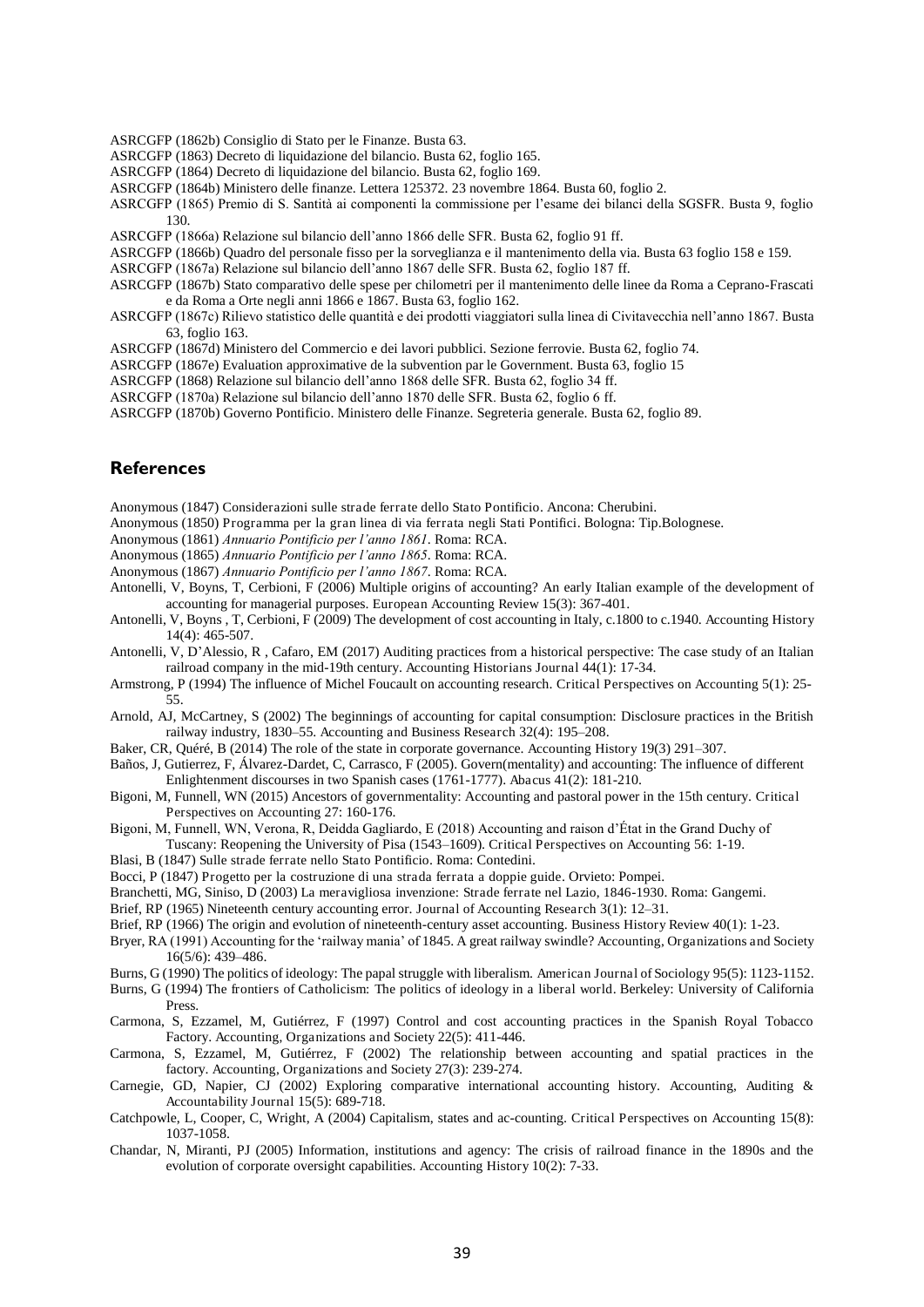ASRCGFP (1862b) Consiglio di Stato per le Finanze. Busta 63.

ASRCGFP (1863) Decreto di liquidazione del bilancio. Busta 62, foglio 165.

ASRCGFP (1864) Decreto di liquidazione del bilancio. Busta 62, foglio 169.

ASRCGFP (1864b) Ministero delle finanze. Lettera 125372. 23 novembre 1864. Busta 60, foglio 2.

ASRCGFP (1865) Premio di S. Santità ai componenti la commissione per l'esame dei bilanci della SGSFR. Busta 9, foglio 130.

ASRCGFP (1866a) Relazione sul bilancio dell'anno 1866 delle SFR. Busta 62, foglio 91 ff.

ASRCGFP (1866b) Quadro del personale fisso per la sorveglianza e il mantenimento della via. Busta 63 foglio 158 e 159.

ASRCGFP (1867a) Relazione sul bilancio dell'anno 1867 delle SFR. Busta 62, foglio 187 ff.

ASRCGFP (1867b) Stato comparativo delle spese per chilometri per il mantenimento delle linee da Roma a Ceprano-Frascati e da Roma a Orte negli anni 1866 e 1867. Busta 63, foglio 162.

ASRCGFP (1867c) Rilievo statistico delle quantità e dei prodotti viaggiatori sulla linea di Civitavecchia nell'anno 1867. Busta 63, foglio 163.

ASRCGFP (1867d) Ministero del Commercio e dei lavori pubblici. Sezione ferrovie. Busta 62, foglio 74.

ASRCGFP (1867e) Evaluation approximative de la subvention par le Government. Busta 63, foglio 15

ASRCGFP (1868) Relazione sul bilancio dell'anno 1868 delle SFR. Busta 62, foglio 34 ff.

ASRCGFP (1870a) Relazione sul bilancio dell'anno 1870 delle SFR. Busta 62, foglio 6 ff.

ASRCGFP (1870b) Governo Pontificio. Ministero delle Finanze. Segreteria generale. Busta 62, foglio 89.

## References

Anonymous (1847) Considerazioni sulle strade ferrate dello Stato Pontificio. Ancona: Cherubini.

Anonymous (1850) Programma per la gran linea di via ferrata negli Stati Pontifici. Bologna: Tip.Bolognese.

Anonymous (1861) *Annuario Pontificio per l'anno 1861*. Roma: RCA.

Anonymous (1865) *Annuario Pontificio per l'anno 1865*. Roma: RCA.

Anonymous (1867) *Annuario Pontificio per l'anno 1867*. Roma: RCA.

Antonelli, V, Boyns, T, Cerbioni, F (2006) Multiple origins of accounting? An early Italian example of the development of accounting for managerial purposes. European Accounting Review 15(3): 367-401.

Antonelli, V, Boyns , T, Cerbioni, F (2009) The development of cost accounting in Italy, c.1800 to c.1940. Accounting History 14(4): 465-507.

Antonelli, V, D'Alessio, R , Cafaro, EM (2017) Auditing practices from a historical perspective: The case study of an Italian railroad company in the mid-19th century. Accounting Historians Journal 44(1): 17-34.

Armstrong, P (1994) The influence of Michel Foucault on accounting research. Critical Perspectives on Accounting 5(1): 25-55.

Arnold, AJ, McCartney, S (2002) The beginnings of accounting for capital consumption: Disclosure practices in the British railway industry, 1830–55. Accounting and Business Research 32(4): 195–208.

Baker, CR, Quéré, B (2014) The role of the state in corporate governance. Accounting History 19(3) 291–307.

Baños, J, Gutierrez, F, Álvarez-Dardet, C, Carrasco, F (2005). Govern(mentality) and accounting: The influence of different Enlightenment discourses in two Spanish cases (1761-1777). Abacus 41(2): 181-210.

Bigoni, M, Funnell, WN (2015) Ancestors of governmentality: Accounting and pastoral power in the 15th century. Critical Perspectives on Accounting 27: 160-176.

Bigoni, M, Funnell, WN, Verona, R, Deidda Gagliardo, E (2018) Accounting and raison d'État in the Grand Duchy of Tuscany: Reopening the University of Pisa (1543–1609). Critical Perspectives on Accounting 56: 1-19.

Blasi, B (1847) Sulle strade ferrate nello Stato Pontificio. Roma: Contedini.

Bocci, P (1847) Progetto per la costruzione di una strada ferrata a doppie guide. Orvieto: Pompei.

Branchetti, MG, Siniso, D (2003) La meravigliosa invenzione: Strade ferrate nel Lazio, 1846-1930. Roma: Gangemi.

Brief, RP (1965) Nineteenth century accounting error. Journal of Accounting Research 3(1): 12–31.

Brief, RP (1966) The origin and evolution of nineteenth-century asset accounting. Business History Review 40(1): 1-23.

Bryer, RA (1991) Accounting for the 'railway mania' of 1845. A great railway swindle? Accounting, Organizations and Society 16(5/6): 439–486.

Burns, G (1990) The politics of ideology: The papal struggle with liberalism. American Journal of Sociology 95(5): 1123-1152.

Burns, G (1994) The frontiers of Catholicism: The politics of ideology in a liberal world. Berkeley: University of California Press.

Carmona, S, Ezzamel, M, Gutiérrez, F (1997) Control and cost accounting practices in the Spanish Royal Tobacco Factory. Accounting, Organizations and Society 22(5): 411-446.

Carmona, S, Ezzamel, M, Gutiérrez, F (2002) The relationship between accounting and spatial practices in the factory. Accounting, Organizations and Society 27(3): 239-274.

Carnegie, GD, Napier, CJ (2002) Exploring comparative international accounting history. Accounting, Auditing & Accountability Journal 15(5): 689-718.

Catchpowle, L, Cooper, C, Wright, A (2004) Capitalism, states and ac-counting. Critical Perspectives on Accounting 15(8): 1037-1058.

Chandar, N, Miranti, PJ (2005) Information, institutions and agency: The crisis of railroad finance in the 1890s and the evolution of corporate oversight capabilities. Accounting History 10(2): 7-33.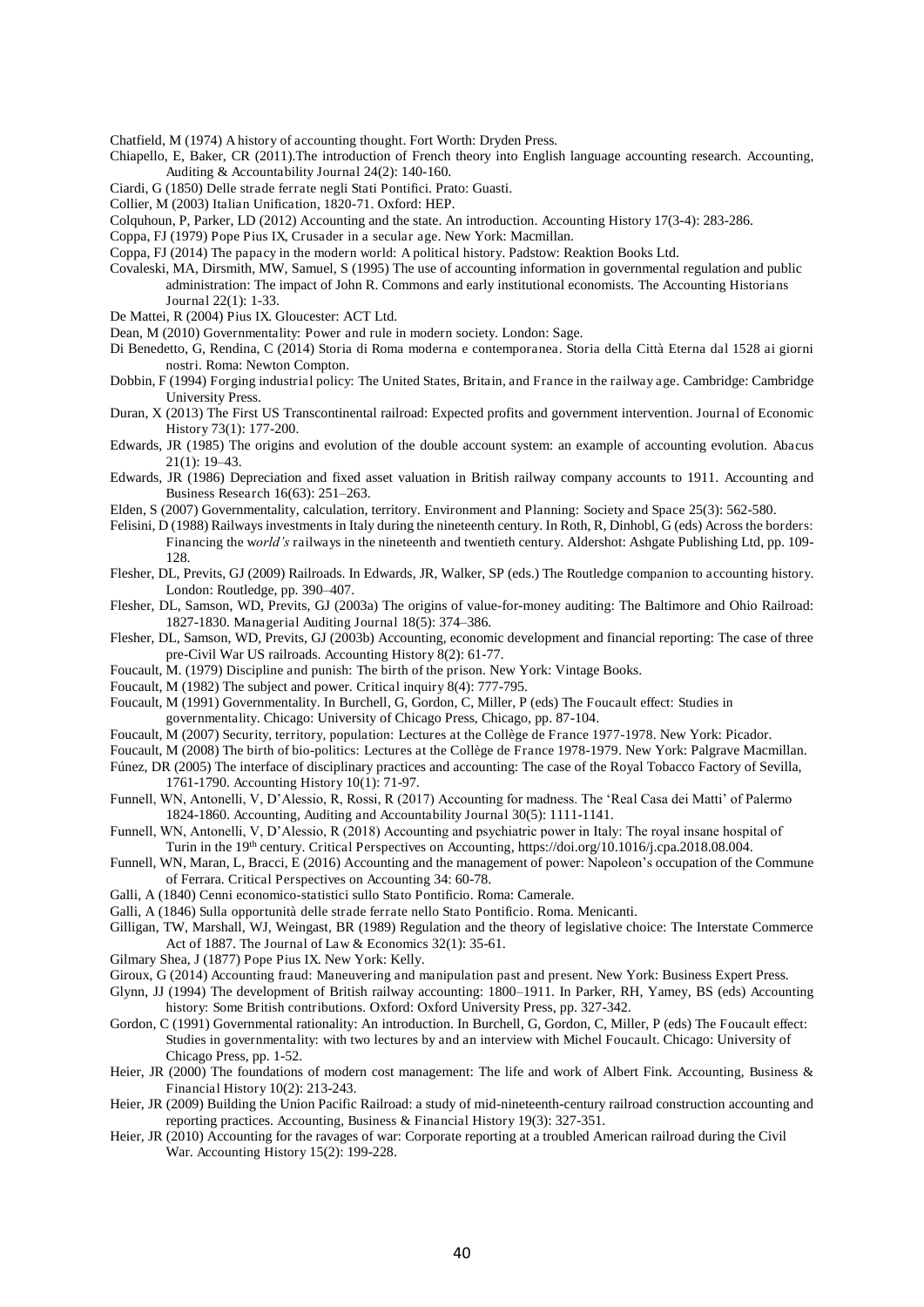Chatfield, M (1974) A history of accounting thought. Fort Worth: Dryden Press.

Chiapello, E, Baker, CR (2011).The introduction of French theory into English language accounting research. Accounting, Auditing & Accountability Journal 24(2): 140-160.

Ciardi, G (1850) Delle strade ferrate negli Stati Pontifici. Prato: Guasti.

Collier, M (2003) Italian Unification, 1820-71. Oxford: HEP.

Colquhoun, P, Parker, LD (2012) Accounting and the state. An introduction. Accounting History 17(3-4): 283-286.

Coppa, FJ (1979) Pope Pius IX, Crusader in a secular age. New York: Macmillan.

Coppa, FJ (2014) The papacy in the modern world: A political history. Padstow: Reaktion Books Ltd.

Covaleski, MA, Dirsmith, MW, Samuel, S (1995) The use of accounting information in governmental regulation and public administration: The impact of John R. Commons and early institutional economists. The Accounting Historians Journal 22(1): 1-33.

De Mattei, R (2004) Pius IX. Gloucester: ACT Ltd.

Dean, M (2010) Governmentality: Power and rule in modern society. London: Sage.

Di Benedetto, G, Rendina, C (2014) Storia di Roma moderna e contemporanea. Storia della Città Eterna dal 1528 ai giorni nostri. Roma: Newton Compton.

Dobbin, F (1994) Forging industrial policy: The United States, Britain, and France in the railway age. Cambridge: Cambridge University Press.

Duran, X (2013) The First US Transcontinental railroad: Expected profits and government intervention. Journal of Economic History 73(1): 177-200.

Edwards, JR (1985) The origins and evolution of the double account system: an example of accounting evolution. Abacus 21(1): 19–43.

Edwards, JR (1986) Depreciation and fixed asset valuation in British railway company accounts to 1911. Accounting and Business Research 16(63): 251–263.

Elden, S (2007) Governmentality, calculation, territory. Environment and Planning: Society and Space 25(3): 562-580.

Felisini, D (1988) Railways investments in Italy during the nineteenth century. In Roth, R, Dinhobl, G (eds) Across the borders: Financing the w*orld's* railways in the nineteenth and twentieth century. Aldershot: Ashgate Publishing Ltd, pp. 109-128.

Flesher, DL, Previts, GJ (2009) Railroads. In Edwards, JR, Walker, SP (eds.) The Routledge companion to accounting history. London: Routledge, pp. 390–407.

Flesher, DL, Samson, WD, Previts, GJ (2003a) The origins of value-for-money auditing: The Baltimore and Ohio Railroad: 1827-1830. Managerial Auditing Journal 18(5): 374–386.

Flesher, DL, Samson, WD, Previts, GJ (2003b) Accounting, economic development and financial reporting: The case of three pre-Civil War US railroads. Accounting History 8(2): 61-77.

Foucault, M. (1979) Discipline and punish: The birth of the prison. New York: Vintage Books.

Foucault, M (1982) The subject and power. Critical inquiry 8(4): 777-795.

Foucault, M (1991) Governmentality. In Burchell, G, Gordon, C, Miller, P (eds) The Foucault effect: Studies in governmentality. Chicago: University of Chicago Press, Chicago, pp. 87-104.

Foucault, M (2007) Security, territory, population: Lectures at the Collège de France 1977-1978. New York: Picador.

Foucault, M (2008) The birth of bio-politics: Lectures at the Collège de France 1978-1979. New York: Palgrave Macmillan.

Fúnez, DR (2005) The interface of disciplinary practices and accounting: The case of the Royal Tobacco Factory of Sevilla, 1761-1790. Accounting History 10(1): 71-97.

Funnell, WN, Antonelli, V, D'Alessio, R, Rossi, R (2017) Accounting for madness. The 'Real Casa dei Matti' of Palermo 1824-1860. Accounting, Auditing and Accountability Journal 30(5): 1111-1141.

Funnell, WN, Antonelli, V, D'Alessio, R (2018) Accounting and psychiatric power in Italy: The royal insane hospital of Turin in the 19th century. Critical Perspectives on Accounting, https://doi.org/10.1016/j.cpa.2018.08.004.

Funnell, WN, Maran, L, Bracci, E (2016) Accounting and the management of power: Napoleon's occupation of the Commune of Ferrara. Critical Perspectives on Accounting 34: 60-78.

Galli, A (1840) Cenni economico-statistici sullo Stato Pontificio. Roma: Camerale.

Galli, A (1846) Sulla opportunità delle strade ferrate nello Stato Pontificio. Roma. Menicanti.

Gilligan, TW, Marshall, WJ, Weingast, BR (1989) Regulation and the theory of legislative choice: The Interstate Commerce Act of 1887. The Journal of Law & Economics 32(1): 35-61.

Gilmary Shea, J (1877) Pope Pius IX. New York: Kelly.

Giroux, G (2014) Accounting fraud: Maneuvering and manipulation past and present. New York: Business Expert Press.

Glynn, JJ (1994) The development of British railway accounting: 1800–1911. In Parker, RH, Yamey, BS (eds) Accounting history: Some British contributions. Oxford: Oxford University Press, pp. 327-342.

Gordon, C (1991) Governmental rationality: An introduction. In Burchell, G, Gordon, C, Miller, P (eds) The Foucault effect: Studies in governmentality: with two lectures by and an interview with Michel Foucault. Chicago: University of Chicago Press, pp. 1-52.

Heier, JR (2000) The foundations of modern cost management: The life and work of Albert Fink. Accounting, Business & Financial History 10(2): 213-243.

Heier, JR (2009) Building the Union Pacific Railroad: a study of mid-nineteenth-century railroad construction accounting and reporting practices. Accounting, Business & Financial History 19(3): 327-351.

Heier, JR (2010) Accounting for the ravages of war: Corporate reporting at a troubled American railroad during the Civil War. Accounting History 15(2): 199-228.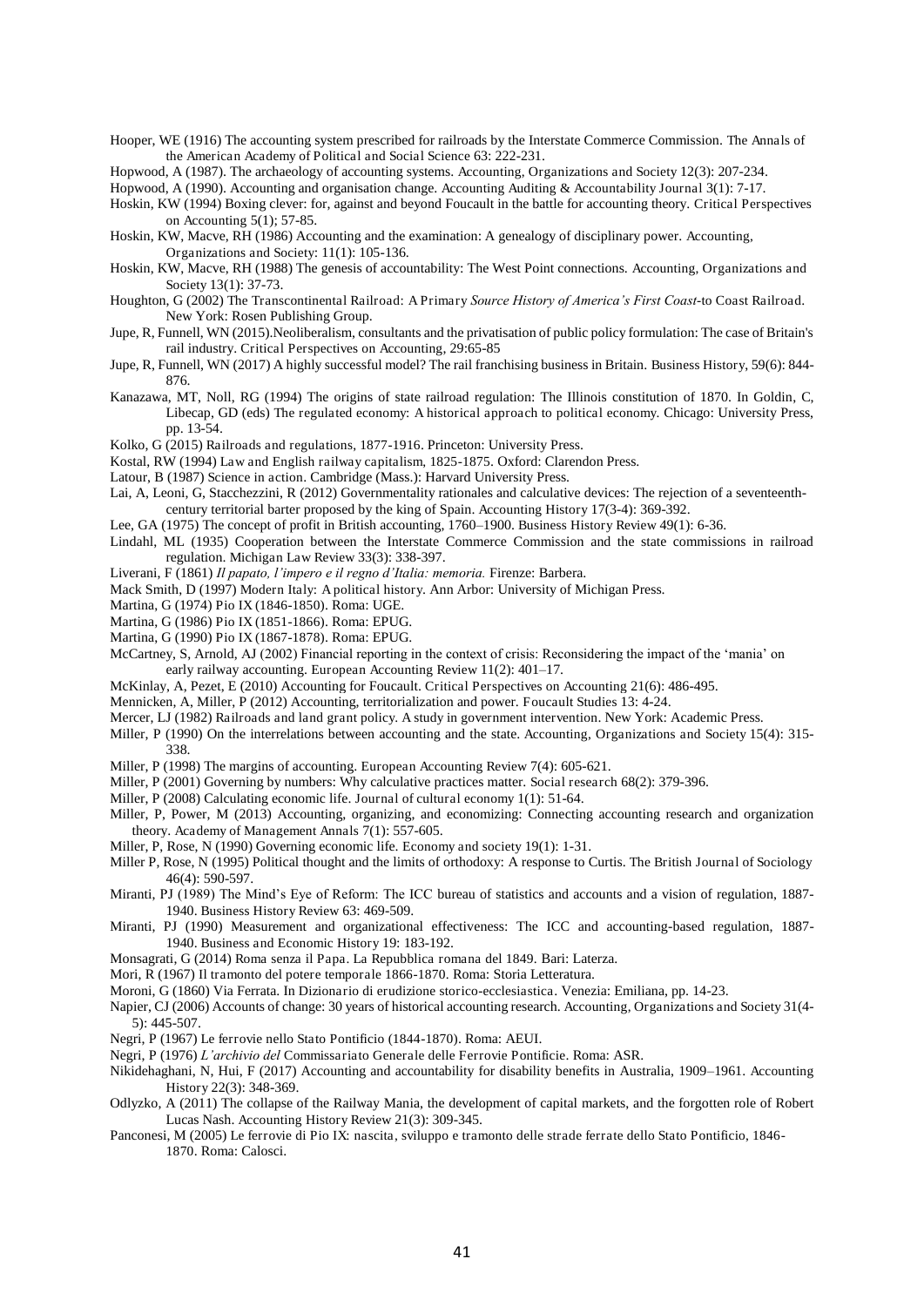Hooper, WE (1916) The accounting system prescribed for railroads by the Interstate Commerce Commission. The Annals of the American Academy of Political and Social Science 63: 222-231.

Hopwood, A (1987). The archaeology of accounting systems. Accounting, Organizations and Society 12(3): 207-234.

Hopwood, A (1990). Accounting and organisation change. Accounting Auditing & Accountability Journal 3(1): 7-17.

Hoskin, KW (1994) Boxing clever: for, against and beyond Foucault in the battle for accounting theory. Critical Perspectives on Accounting 5(1); 57-85.

Hoskin, KW, Macve, RH (1986) Accounting and the examination: A genealogy of disciplinary power. Accounting, Organizations and Society: 11(1): 105-136.

Hoskin, KW, Macve, RH (1988) The genesis of accountability: The West Point connections. Accounting, Organizations and Society 13(1): 37-73.

Houghton, G (2002) The Transcontinental Railroad: A Primary *Source History of America's First Coast*-to Coast Railroad. New York: Rosen Publishing Group.

Jupe, R, Funnell, WN (2015).Neoliberalism, consultants and the privatisation of public policy formulation: The case of Britain's rail industry. Critical Perspectives on Accounting, 29:65-85

Jupe, R, Funnell, WN (2017) A highly successful model? The rail franchising business in Britain. Business History, 59(6): 844-876.

Kanazawa, MT, Noll, RG (1994) The origins of state railroad regulation: The Illinois constitution of 1870. In Goldin, C, Libecap, GD (eds) The regulated economy: A historical approach to political economy. Chicago: University Press, pp. 13-54.

Kolko, G (2015) Railroads and regulations, 1877-1916. Princeton: University Press.

Kostal, RW (1994) Law and English railway capitalism, 1825-1875. Oxford: Clarendon Press.

Latour, B (1987) Science in action. Cambridge (Mass.): Harvard University Press.

Lai, A, Leoni, G, Stacchezzini, R (2012) Governmentality rationales and calculative devices: The rejection of a seventeenth-century territorial barter proposed by the king of Spain. Accounting History 17(3-4): 369-392.

Lee, GA (1975) The concept of profit in British accounting, 1760–1900. Business History Review 49(1): 6-36.

Lindahl, ML (1935) Cooperation between the Interstate Commerce Commission and the state commissions in railroad regulation. Michigan Law Review 33(3): 338-397.

Liverani, F (1861) *Il papato, l'impero e il regno d'Italia: memoria.* Firenze: Barbera.

Mack Smith, D (1997) Modern Italy: A political history. Ann Arbor: University of Michigan Press.

Martina, G (1974) Pio IX (1846-1850). Roma: UGE.

Martina, G (1986) Pio IX (1851-1866). Roma: EPUG.

Martina, G (1990) Pio IX (1867-1878). Roma: EPUG.

McCartney, S, Arnold, AJ (2002) Financial reporting in the context of crisis: Reconsidering the impact of the 'mania' on early railway accounting. European Accounting Review 11(2): 401–17.

McKinlay, A, Pezet, E (2010) Accounting for Foucault. Critical Perspectives on Accounting 21(6): 486-495.

Mennicken, A, Miller, P (2012) Accounting, territorialization and power. Foucault Studies 13: 4-24.

Mercer, LJ (1982) Railroads and land grant policy. A study in government intervention. New York: Academic Press.

Miller, P (1990) On the interrelations between accounting and the state. Accounting, Organizations and Society 15(4): 315-338.

Miller, P (1998) The margins of accounting. European Accounting Review 7(4): 605-621.

Miller, P (2001) Governing by numbers: Why calculative practices matter. Social research 68(2): 379-396.

Miller, P (2008) Calculating economic life. Journal of cultural economy 1(1): 51-64.

Miller, P, Power, M (2013) Accounting, organizing, and economizing: Connecting accounting research and organization theory. Academy of Management Annals 7(1): 557-605.

Miller, P, Rose, N (1990) Governing economic life. Economy and society 19(1): 1-31.

Miller P, Rose, N (1995) Political thought and the limits of orthodoxy: A response to Curtis. The British Journal of Sociology 46(4): 590-597.

Miranti, PJ (1989) The Mind's Eye of Reform: The ICC bureau of statistics and accounts and a vision of regulation, 1887-1940. Business History Review 63: 469-509.

Miranti, PJ (1990) Measurement and organizational effectiveness: The ICC and accounting-based regulation, 1887-1940. Business and Economic History 19: 183-192.

Monsagrati, G (2014) Roma senza il Papa. La Repubblica romana del 1849. Bari: Laterza.

Mori, R (1967) Il tramonto del potere temporale 1866-1870. Roma: Storia Letteratura.

Moroni, G (1860) Via Ferrata. In Dizionario di erudizione storico-ecclesiastica. Venezia: Emiliana, pp. 14-23.

Napier, CJ (2006) Accounts of change: 30 years of historical accounting research. Accounting, Organizations and Society 31(4-5): 445-507.

Negri, P (1967) Le ferrovie nello Stato Pontificio (1844-1870). Roma: AEUI.

Negri, P (1976) *L'archivio del* Commissariato Generale delle Ferrovie Pontificie. Roma: ASR.

Nikidehaghani, N, Hui, F (2017) Accounting and accountability for disability benefits in Australia, 1909–1961. Accounting History 22(3): 348-369.

Odlyzko, A (2011) The collapse of the Railway Mania, the development of capital markets, and the forgotten role of Robert Lucas Nash. Accounting History Review 21(3): 309-345.

Panconesi, M (2005) Le ferrovie di Pio IX: nascita, sviluppo e tramonto delle strade ferrate dello Stato Pontificio, 1846-1870. Roma: Calosci.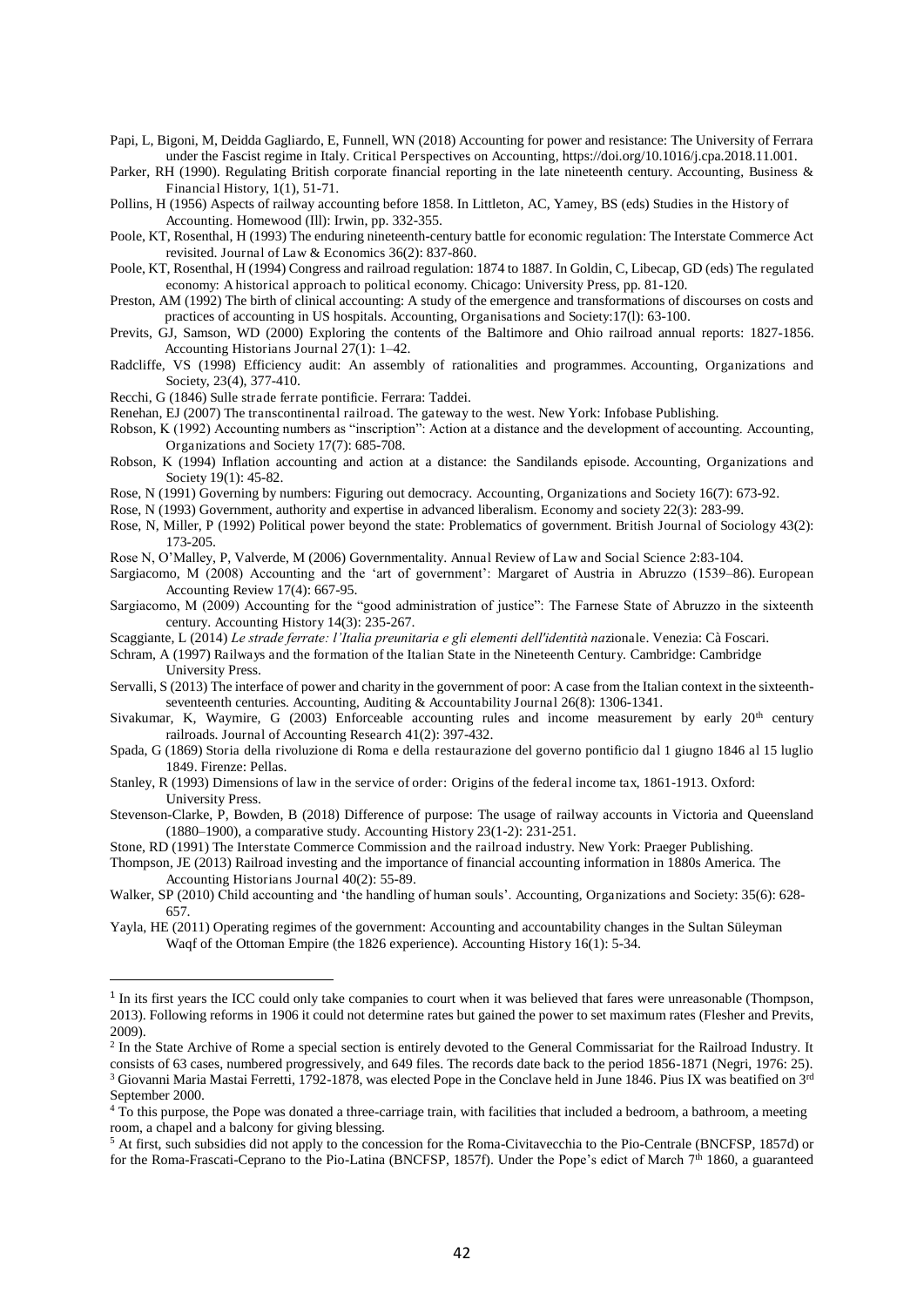Papi, L, Bigoni, M, Deidda Gagliardo, E, Funnell, WN (2018) Accounting for power and resistance: The University of Ferrara under the Fascist regime in Italy. Critical Perspectives on Accounting, https://doi.org/10.1016/j.cpa.2018.11.001.

Parker, RH (1990). Regulating British corporate financial reporting in the late nineteenth century. Accounting, Business & Financial History, 1(1), 51-71.

Pollins, H (1956) Aspects of railway accounting before 1858. In Littleton, AC, Yamey, BS (eds) Studies in the History of Accounting. Homewood (Ill): Irwin, pp. 332-355.

Poole, KT, Rosenthal, H (1993) The enduring nineteenth-century battle for economic regulation: The Interstate Commerce Act revisited. Journal of Law & Economics 36(2): 837-860.

Poole, KT, Rosenthal, H (1994) Congress and railroad regulation: 1874 to 1887. In Goldin, C, Libecap, GD (eds) The regulated economy: A historical approach to political economy. Chicago: University Press, pp. 81-120.

Preston, AM (1992) The birth of clinical accounting: A study of the emergence and transformations of discourses on costs and practices of accounting in US hospitals. Accounting, Organisations and Society:17(l): 63-100.

Previts, GJ, Samson, WD (2000) Exploring the contents of the Baltimore and Ohio railroad annual reports: 1827-1856. Accounting Historians Journal 27(1): 1–42.

Radcliffe, VS (1998) Efficiency audit: An assembly of rationalities and programmes. Accounting, Organizations and Society, 23(4), 377-410.

Recchi, G (1846) Sulle strade ferrate pontificie. Ferrara: Taddei.

Renehan, EJ (2007) The transcontinental railroad. The gateway to the west. New York: Infobase Publishing.

Robson, K (1992) Accounting numbers as "inscription": Action at a distance and the development of accounting. Accounting, Organizations and Society 17(7): 685-708.

Robson, K (1994) Inflation accounting and action at a distance: the Sandilands episode. Accounting, Organizations and Society 19(1): 45-82.

Rose, N (1991) Governing by numbers: Figuring out democracy. Accounting, Organizations and Society 16(7): 673-92.

Rose, N (1993) Government, authority and expertise in advanced liberalism. Economy and society 22(3): 283-99.

Rose, N, Miller, P (1992) Political power beyond the state: Problematics of government. British Journal of Sociology 43(2): 173-205.

Rose N, O'Malley, P, Valverde, M (2006) Governmentality. Annual Review of Law and Social Science 2:83-104.

Sargiacomo, M (2008) Accounting and the 'art of government': Margaret of Austria in Abruzzo (1539–86). European Accounting Review 17(4): 667-95.

Sargiacomo, M (2009) Accounting for the "good administration of justice": The Farnese State of Abruzzo in the sixteenth century. Accounting History 14(3): 235-267.

Scaggiante, L (2014) *Le strade ferrate: l'Italia preunitaria e gli elementi dell'identità naz*ionale. Venezia: Cà Foscari.

Schram, A (1997) Railways and the formation of the Italian State in the Nineteenth Century. Cambridge: Cambridge University Press.

Servalli, S (2013) The interface of power and charity in the government of poor: A case from the Italian context in the sixteenth-seventeenth centuries. Accounting, Auditing & Accountability Journal 26(8): 1306-1341.

Sivakumar, K, Waymire, G (2003) Enforceable accounting rules and income measurement by early 20th century railroads. Journal of Accounting Research 41(2): 397-432.

Spada, G (1869) Storia della rivoluzione di Roma e della restaurazione del governo pontificio dal 1 giugno 1846 al 15 luglio 1849. Firenze: Pellas.

Stanley, R (1993) Dimensions of law in the service of order: Origins of the federal income tax, 1861-1913. Oxford: University Press.

Stevenson-Clarke, P, Bowden, B (2018) Difference of purpose: The usage of railway accounts in Victoria and Queensland (1880–1900), a comparative study. Accounting History 23(1-2): 231-251.

Stone, RD (1991) The Interstate Commerce Commission and the railroad industry. New York: Praeger Publishing.

Thompson, JE (2013) Railroad investing and the importance of financial accounting information in 1880s America. The Accounting Historians Journal 40(2): 55-89.

Walker, SP (2010) Child accounting and 'the handling of human souls'. Accounting, Organizations and Society: 35(6): 628-657.

Yayla, HE (2011) Operating regimes of the government: Accounting and accountability changes in the Sultan Süleyman Waqf of the Ottoman Empire (the 1826 experience). Accounting History 16(1): 5-34.

---

[1] In its first years the ICC could only take companies to court when it was believed that fares were unreasonable (Thompson, 2013). Following reforms in 1906 it could not determine rates but gained the power to set maximum rates (Flesher and Previts, 2009).

[2] In the State Archive of Rome a special section is entirely devoted to the General Commissariat for the Railroad Industry. It consists of 63 cases, numbered progressively, and 649 files. The records date back to the period 1856-1871 (Negri, 1976: 25).

[3] Giovanni Maria Mastai Ferretti, 1792-1878, was elected Pope in the Conclave held in June 1846. Pius IX was beatified on 3rd September 2000.

[4] To this purpose, the Pope was donated a three-carriage train, with facilities that included a bedroom, a bathroom, a meeting room, a chapel and a balcony for giving blessing.

[5] At first, such subsidies did not apply to the concession for the Roma-Civitavecchia to the Pio-Centrale (BNCFSP, 1857d) or for the Roma-Frascati-Ceprano to the Pio-Latina (BNCFSP, 1857f). Under the Pope's edict of March 7th 1860, a guaranteed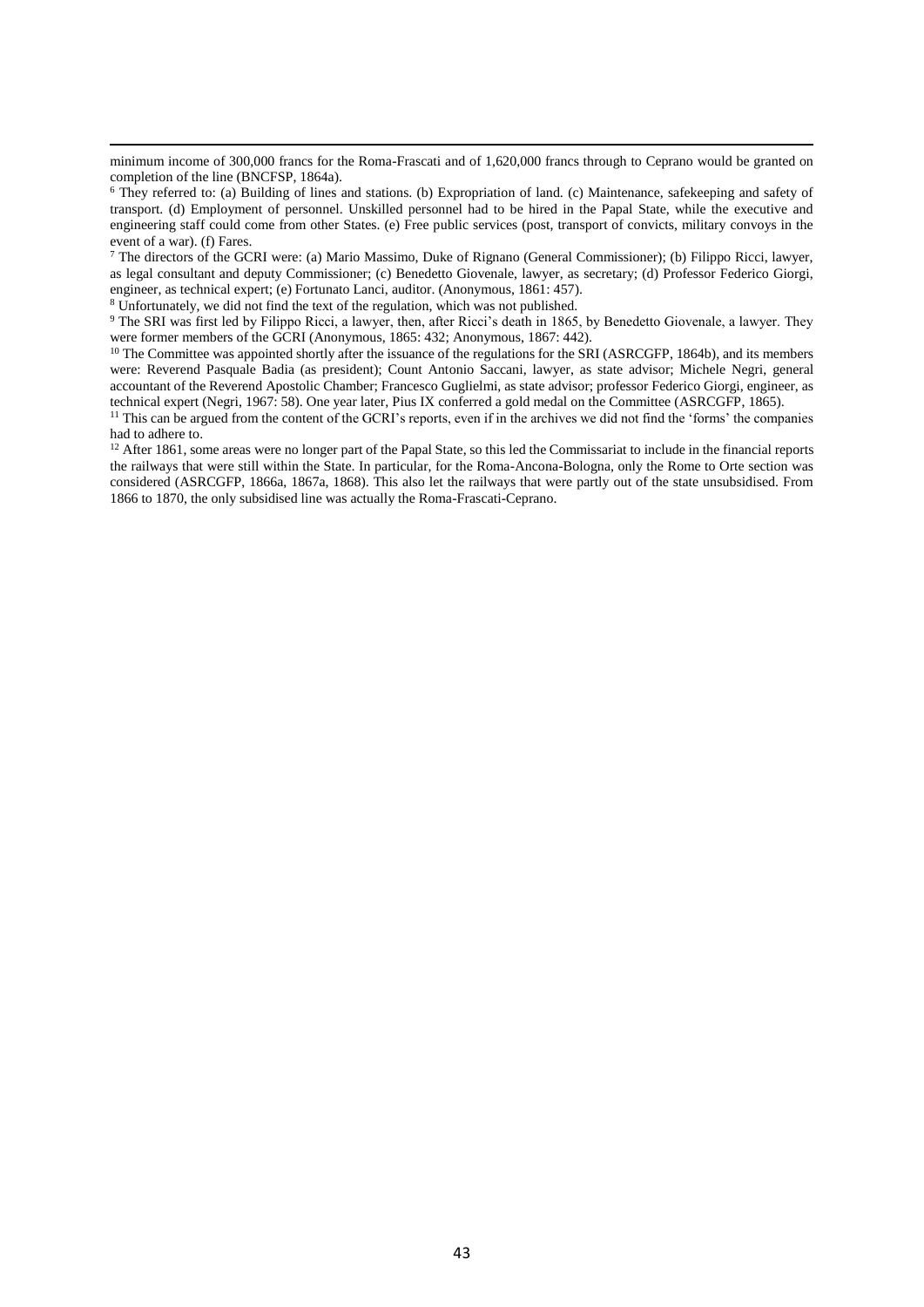minimum income of 300,000 francs for the Roma-Frascati and of 1,620,000 francs through to Ceprano would be granted on completion of the line (BNCFSP, 1864a).

[6] They referred to: (a) Building of lines and stations. (b) Expropriation of land. (c) Maintenance, safekeeping and safety of transport. (d) Employment of personnel. Unskilled personnel had to be hired in the Papal State, while the executive and engineering staff could come from other States. (e) Free public services (post, transport of convicts, military convoys in the event of a war). (f) Fares.

[7] The directors of the GCRI were: (a) Mario Massimo, Duke of Rignano (General Commissioner); (b) Filippo Ricci, lawyer, as legal consultant and deputy Commissioner; (c) Benedetto Giovenale, lawyer, as secretary; (d) Professor Federico Giorgi, engineer, as technical expert; (e) Fortunato Lanci, auditor. (Anonymous, 1861: 457).

[8] Unfortunately, we did not find the text of the regulation, which was not published.

[9] The SRI was first led by Filippo Ricci, a lawyer, then, after Ricci's death in 1865, by Benedetto Giovenale, a lawyer. They were former members of the GCRI (Anonymous, 1865: 432; Anonymous, 1867: 442).

[10] The Committee was appointed shortly after the issuance of the regulations for the SRI (ASRCGFP, 1864b), and its members were: Reverend Pasquale Badia (as president); Count Antonio Saccani, lawyer, as state advisor; Michele Negri, general accountant of the Reverend Apostolic Chamber; Francesco Guglielmi, as state advisor; professor Federico Giorgi, engineer, as technical expert (Negri, 1967: 58). One year later, Pius IX conferred a gold medal on the Committee (ASRCGFP, 1865).

[11] This can be argued from the content of the GCRI's reports, even if in the archives we did not find the 'forms' the companies had to adhere to.

[12] After 1861, some areas were no longer part of the Papal State, so this led the Commissariat to include in the financial reports the railways that were still within the State. In particular, for the Roma-Ancona-Bologna, only the Rome to Orte section was considered (ASRCGFP, 1866a, 1867a, 1868). This also let the railways that were partly out of the state unsubsidised. From 1866 to 1870, the only subsidised line was actually the Roma-Frascati-Ceprano.